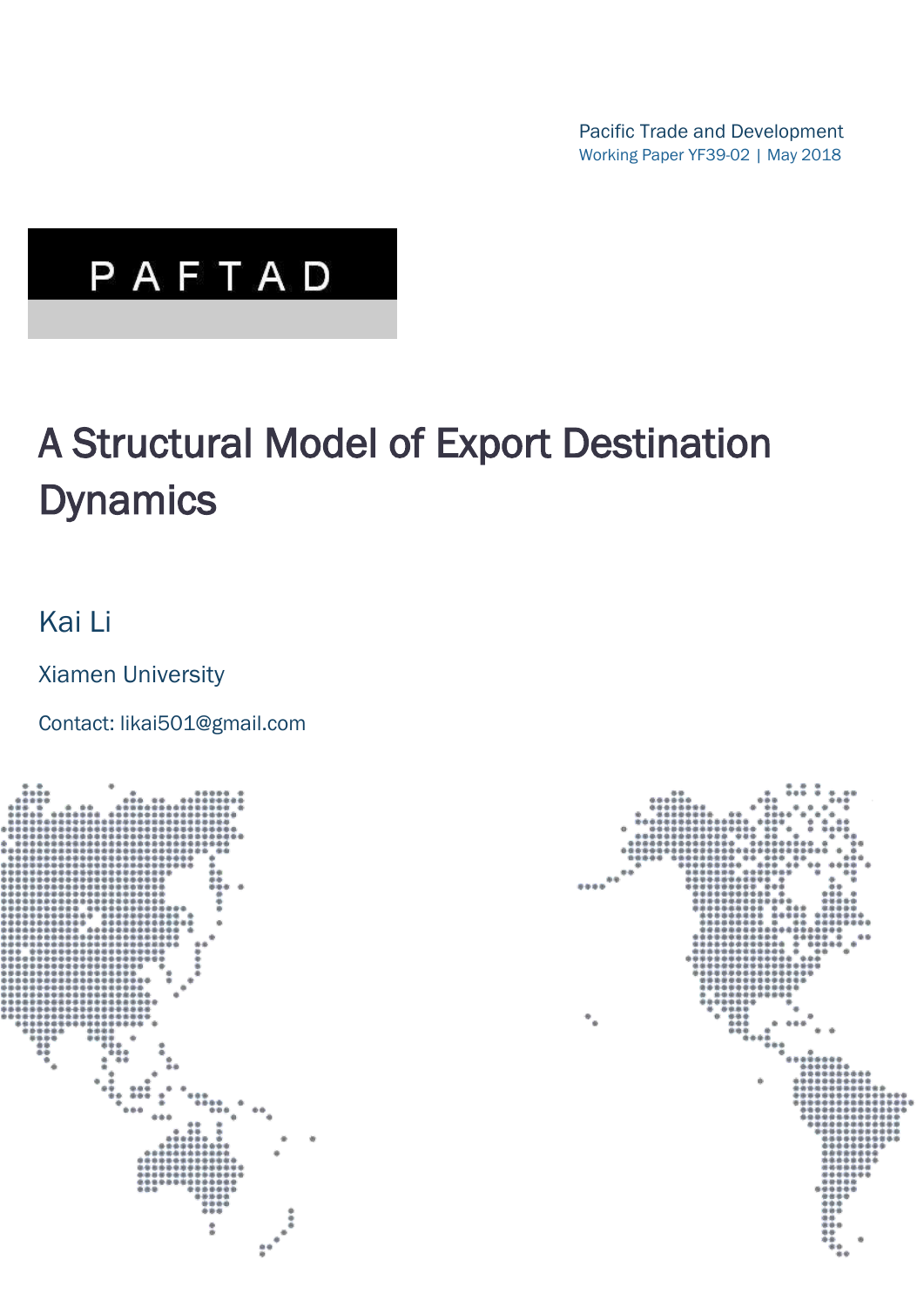Pacific Trade and Development
Working Paper YF39-02 | May 2018

PAFTAD

# A Structural Model of Export Destination Dynamics

Kai Li

Xiamen University

Contact: likai501@gmail.com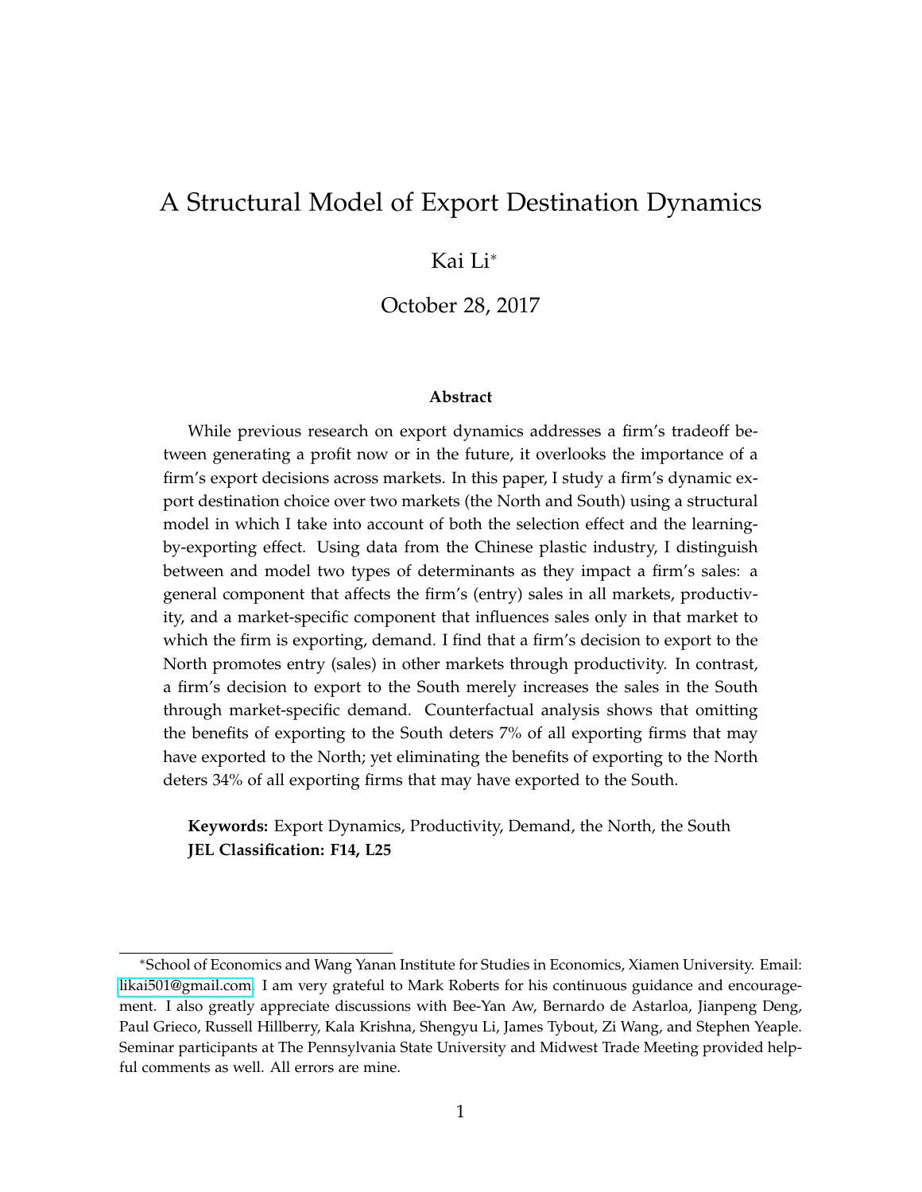# A Structural Model of Export Destination Dynamics

Kai Li*

October 28, 2017

**Abstract**

While previous research on export dynamics addresses a firm's tradeoff between generating a profit now or in the future, it overlooks the importance of a firm's export decisions across markets. In this paper, I study a firm's dynamic export destination choice over two markets (the North and South) using a structural model in which I take into account of both the selection effect and the learning-by-exporting effect. Using data from the Chinese plastic industry, I distinguish between and model two types of determinants as they impact a firm's sales: a general component that affects the firm's (entry) sales in all markets, productivity, and a market-specific component that influences sales only in that market to which the firm is exporting, demand. I find that a firm's decision to export to the North promotes entry (sales) in other markets through productivity. In contrast, a firm's decision to export to the South merely increases the sales in the South through market-specific demand. Counterfactual analysis shows that omitting the benefits of exporting to the South deters 7% of all exporting firms that may have exported to the North; yet eliminating the benefits of exporting to the North deters 34% of all exporting firms that may have exported to the South.

**Keywords:** Export Dynamics, Productivity, Demand, the North, the South
**JEL Classification: F14, L25**

*School of Economics and Wang Yanan Institute for Studies in Economics, Xiamen University. Email: likai501@gmail.com. I am very grateful to Mark Roberts for his continuous guidance and encouragement. I also greatly appreciate discussions with Bee-Yan Aw, Bernardo de Astarloa, Jianpeng Deng, Paul Grieco, Russell Hillberry, Kala Krishna, Shengyu Li, James Tybout, Zi Wang, and Stephen Yeaple. Seminar participants at The Pennsylvania State University and Midwest Trade Meeting provided helpful comments as well. All errors are mine.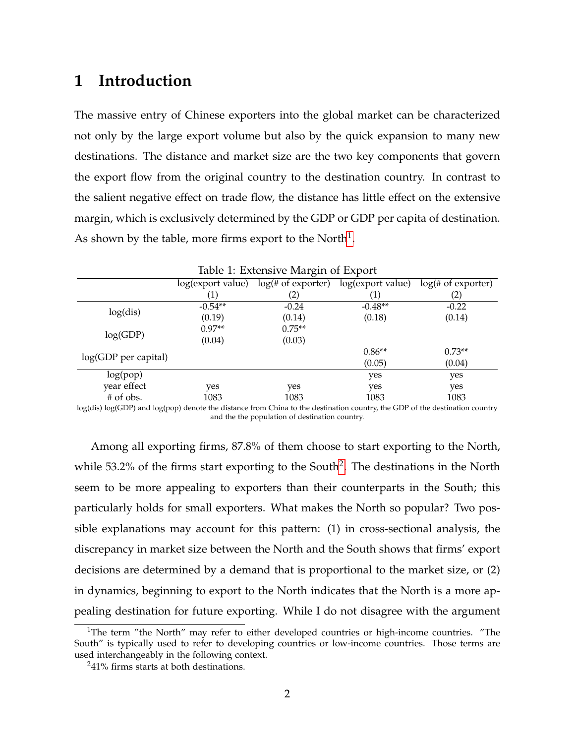# 1 Introduction

The massive entry of Chinese exporters into the global market can be characterized not only by the large export volume but also by the quick expansion to many new destinations. The distance and market size are the two key components that govern the export flow from the original country to the destination country. In contrast to the salient negative effect on trade flow, the distance has little effect on the extensive margin, which is exclusively determined by the GDP or GDP per capita of destination. As shown by the table, more firms export to the North[1].

Table 1: Extensive Margin of Export

| | log(export value) | log(# of exporter) | log(export value) | log(# of exporter) |
|---|---|---|---|---|
| | (1) | (2) | (1) | (2) |
| log(dis) | -0.54** | -0.24 | -0.48** | -0.22 |
| | (0.19) | (0.14) | (0.18) | (0.14) |
| log(GDP) | 0.97** | 0.75** | | |
| | (0.04) | (0.03) | | |
| log(GDP per capital) | | | 0.86** | 0.73** |
| | | | (0.05) | (0.04) |
| log(pop) | | | yes | yes |
| year effect | yes | yes | yes | yes |
| # of obs. | 1083 | 1083 | 1083 | 1083 |

log(dis) log(GDP) and log(pop) denote the distance from China to the destination country, the GDP of the destination country and the the population of destination country.

Among all exporting firms, 87.8% of them choose to start exporting to the North, while 53.2% of the firms start exporting to the South[2]. The destinations in the North seem to be more appealing to exporters than their counterparts in the South; this particularly holds for small exporters. What makes the North so popular? Two possible explanations may account for this pattern: (1) in cross-sectional analysis, the discrepancy in market size between the North and the South shows that firms' export decisions are determined by a demand that is proportional to the market size, or (2) in dynamics, beginning to export to the North indicates that the North is a more appealing destination for future exporting. While I do not disagree with the argument

[1] The term "the North" may refer to either developed countries or high-income countries. "The South" is typically used to refer to developing countries or low-income countries. Those terms are used interchangeably in the following context.

[2] 41% firms starts at both destinations.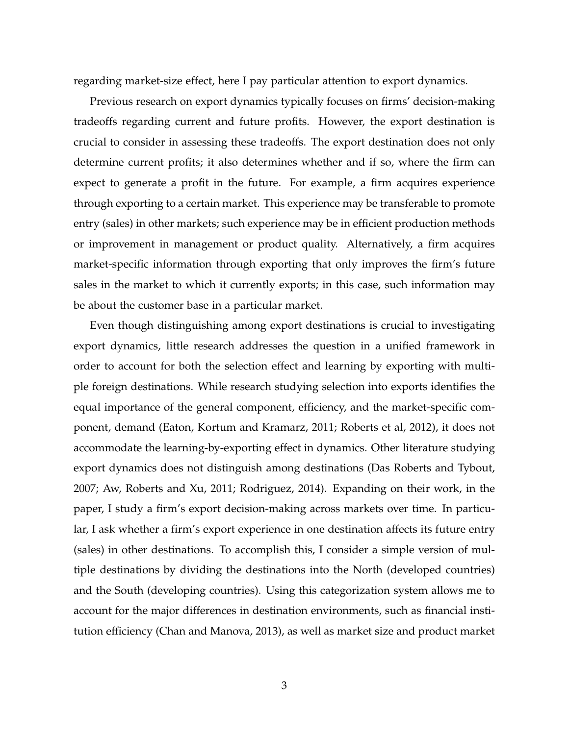regarding market-size effect, here I pay particular attention to export dynamics.

Previous research on export dynamics typically focuses on firms' decision-making tradeoffs regarding current and future profits. However, the export destination is crucial to consider in assessing these tradeoffs. The export destination does not only determine current profits; it also determines whether and if so, where the firm can expect to generate a profit in the future. For example, a firm acquires experience through exporting to a certain market. This experience may be transferable to promote entry (sales) in other markets; such experience may be in efficient production methods or improvement in management or product quality. Alternatively, a firm acquires market-specific information through exporting that only improves the firm's future sales in the market to which it currently exports; in this case, such information may be about the customer base in a particular market.

Even though distinguishing among export destinations is crucial to investigating export dynamics, little research addresses the question in a unified framework in order to account for both the selection effect and learning by exporting with multiple foreign destinations. While research studying selection into exports identifies the equal importance of the general component, efficiency, and the market-specific component, demand (Eaton, Kortum and Kramarz, 2011; Roberts et al, 2012), it does not accommodate the learning-by-exporting effect in dynamics. Other literature studying export dynamics does not distinguish among destinations (Das Roberts and Tybout, 2007; Aw, Roberts and Xu, 2011; Rodriguez, 2014). Expanding on their work, in the paper, I study a firm's export decision-making across markets over time. In particular, I ask whether a firm's export experience in one destination affects its future entry (sales) in other destinations. To accomplish this, I consider a simple version of multiple destinations by dividing the destinations into the North (developed countries) and the South (developing countries). Using this categorization system allows me to account for the major differences in destination environments, such as financial institution efficiency (Chan and Manova, 2013), as well as market size and product market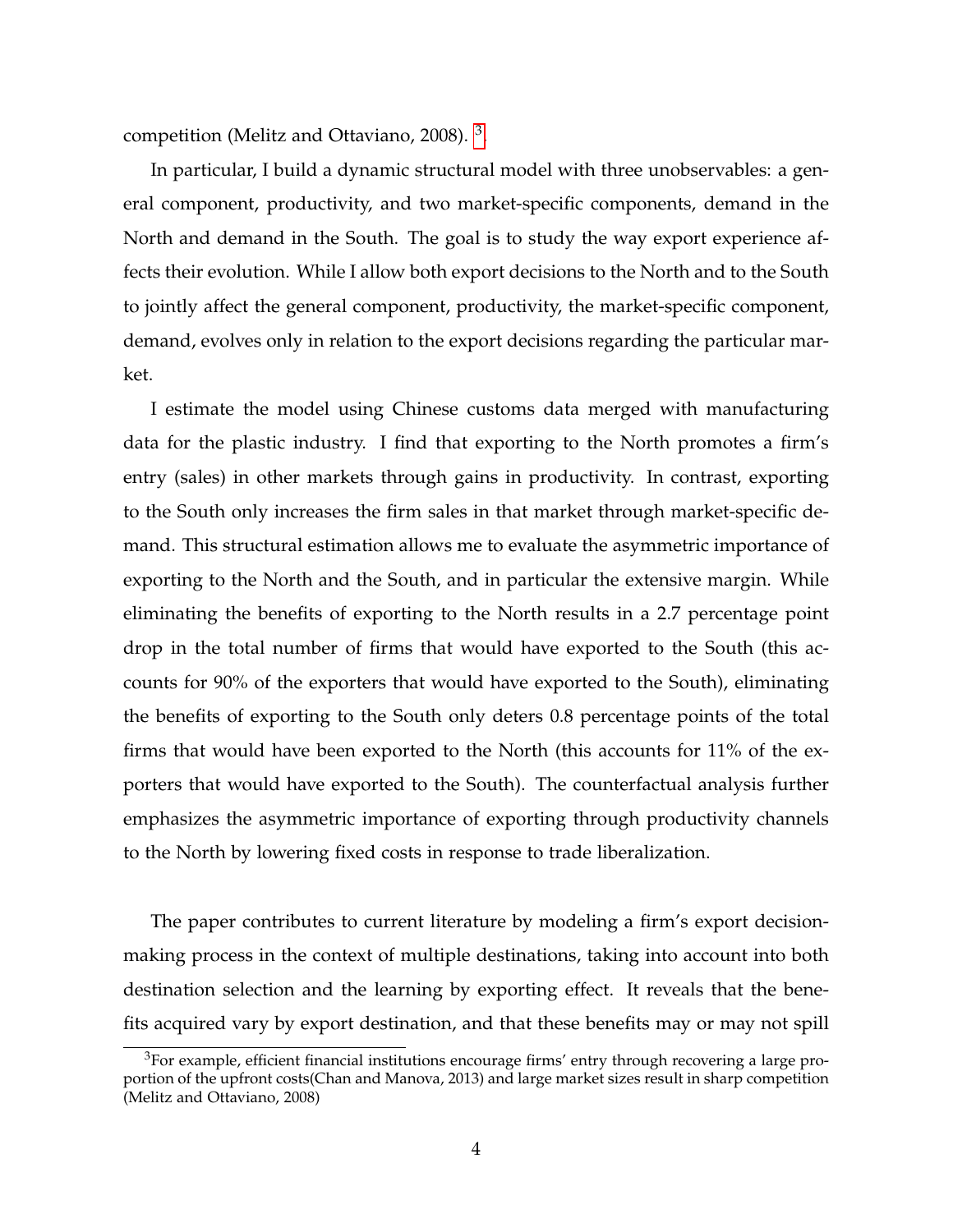competition (Melitz and Ottaviano, 2008). [3].

In particular, I build a dynamic structural model with three unobservables: a general component, productivity, and two market-specific components, demand in the North and demand in the South. The goal is to study the way export experience affects their evolution. While I allow both export decisions to the North and to the South to jointly affect the general component, productivity, the market-specific component, demand, evolves only in relation to the export decisions regarding the particular market.

I estimate the model using Chinese customs data merged with manufacturing data for the plastic industry. I find that exporting to the North promotes a firm's entry (sales) in other markets through gains in productivity. In contrast, exporting to the South only increases the firm sales in that market through market-specific demand. This structural estimation allows me to evaluate the asymmetric importance of exporting to the North and the South, and in particular the extensive margin. While eliminating the benefits of exporting to the North results in a 2.7 percentage point drop in the total number of firms that would have exported to the South (this accounts for 90% of the exporters that would have exported to the South), eliminating the benefits of exporting to the South only deters 0.8 percentage points of the total firms that would have been exported to the North (this accounts for 11% of the exporters that would have exported to the South). The counterfactual analysis further emphasizes the asymmetric importance of exporting through productivity channels to the North by lowering fixed costs in response to trade liberalization.

The paper contributes to current literature by modeling a firm's export decision-making process in the context of multiple destinations, taking into account into both destination selection and the learning by exporting effect. It reveals that the benefits acquired vary by export destination, and that these benefits may or may not spill

[3] For example, efficient financial institutions encourage firms' entry through recovering a large proportion of the upfront costs(Chan and Manova, 2013) and large market sizes result in sharp competition (Melitz and Ottaviano, 2008)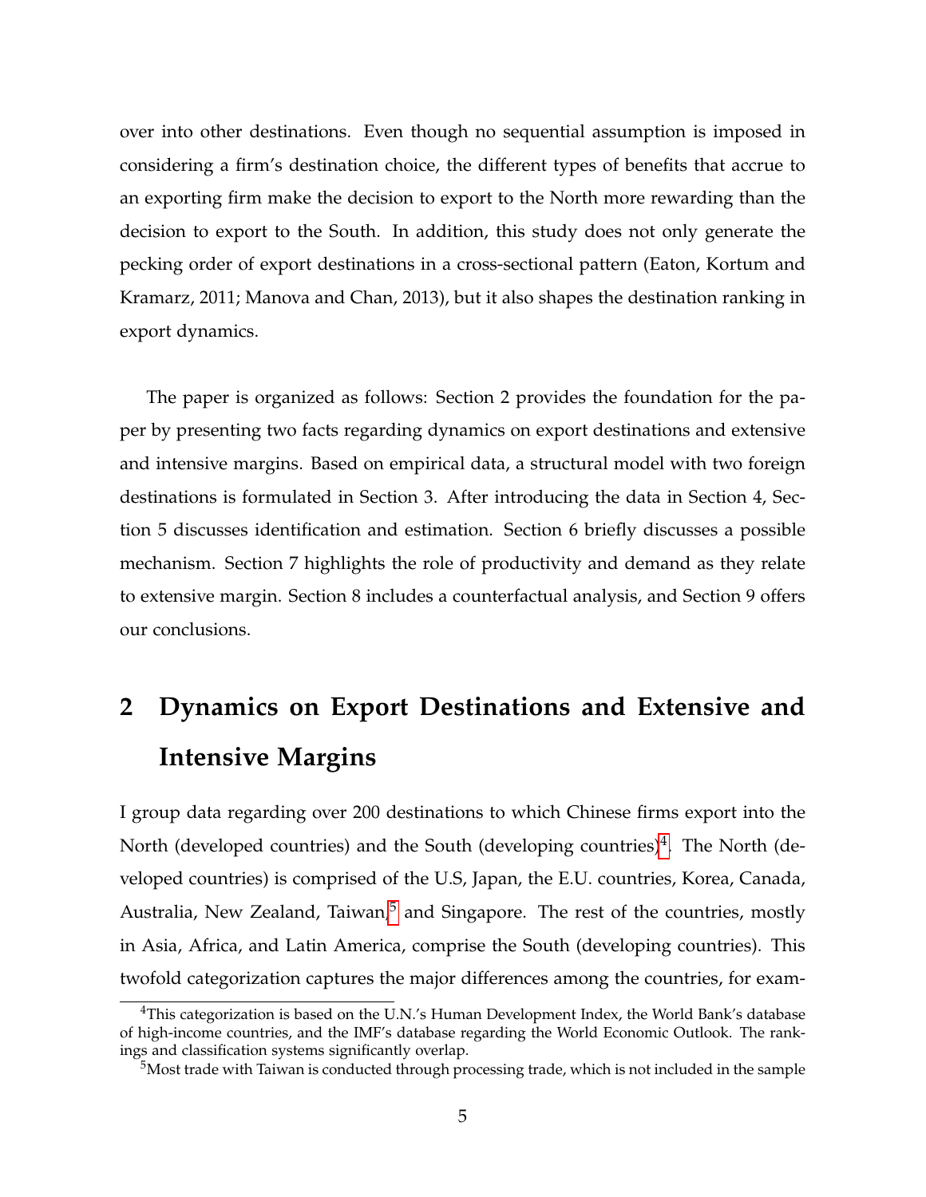over into other destinations. Even though no sequential assumption is imposed in considering a firm's destination choice, the different types of benefits that accrue to an exporting firm make the decision to export to the North more rewarding than the decision to export to the South. In addition, this study does not only generate the pecking order of export destinations in a cross-sectional pattern (Eaton, Kortum and Kramarz, 2011; Manova and Chan, 2013), but it also shapes the destination ranking in export dynamics.

The paper is organized as follows: Section 2 provides the foundation for the paper by presenting two facts regarding dynamics on export destinations and extensive and intensive margins. Based on empirical data, a structural model with two foreign destinations is formulated in Section 3. After introducing the data in Section 4, Section 5 discusses identification and estimation. Section 6 briefly discusses a possible mechanism. Section 7 highlights the role of productivity and demand as they relate to extensive margin. Section 8 includes a counterfactual analysis, and Section 9 offers our conclusions.

## 2 Dynamics on Export Destinations and Extensive and Intensive Margins

I group data regarding over 200 destinations to which Chinese firms export into the North (developed countries) and the South (developing countries)[4]. The North (developed countries) is comprised of the U.S, Japan, the E.U. countries, Korea, Canada, Australia, New Zealand, Taiwan,[5] and Singapore. The rest of the countries, mostly in Asia, Africa, and Latin America, comprise the South (developing countries). This twofold categorization captures the major differences among the countries, for exam-

[4] This categorization is based on the U.N.'s Human Development Index, the World Bank's database of high-income countries, and the IMF's database regarding the World Economic Outlook. The rankings and classification systems significantly overlap.

[5] Most trade with Taiwan is conducted through processing trade, which is not included in the sample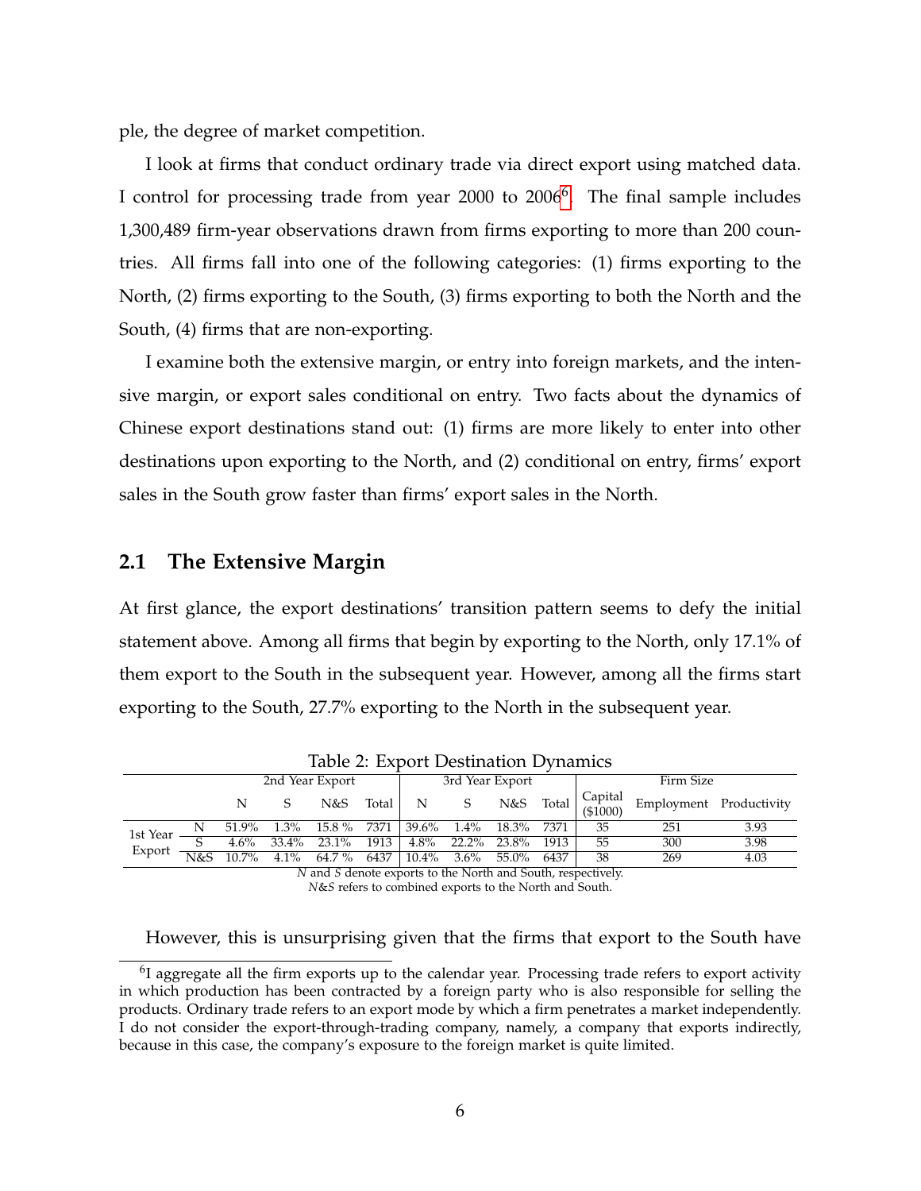ple, the degree of market competition.

I look at firms that conduct ordinary trade via direct export using matched data. I control for processing trade from year 2000 to 2006[6]. The final sample includes 1,300,489 firm-year observations drawn from firms exporting to more than 200 countries. All firms fall into one of the following categories: (1) firms exporting to the North, (2) firms exporting to the South, (3) firms exporting to both the North and the South, (4) firms that are non-exporting.

I examine both the extensive margin, or entry into foreign markets, and the intensive margin, or export sales conditional on entry. Two facts about the dynamics of Chinese export destinations stand out: (1) firms are more likely to enter into other destinations upon exporting to the North, and (2) conditional on entry, firms' export sales in the South grow faster than firms' export sales in the North.

## 2.1 The Extensive Margin

At first glance, the export destinations' transition pattern seems to defy the initial statement above. Among all firms that begin by exporting to the North, only 17.1% of them export to the South in the subsequent year. However, among all the firms start exporting to the South, 27.7% exporting to the North in the subsequent year.

Table 2: Export Destination Dynamics

| | | 2nd Year Export | | | | 3rd Year Export | | | | Firm Size | | |
|---|---|---|---|---|---|---|---|---|---|---|---|---|
| | | N | S | N&S | Total | N | S | N&S | Total | Capital ($1000) | Employment | Productivity |
| 1st Year Export | N | 51.9% | 1.3% | 15.8 % | 7371 | 39.6% | 1.4% | 18.3% | 7371 | 35 | 251 | 3.93 |
| | S | 4.6% | 33.4% | 23.1% | 1913 | 4.8% | 22.2% | 23.8% | 1913 | 55 | 300 | 3.98 |
| | N&S | 10.7% | 4.1% | 64.7 % | 6437 | 10.4% | 3.6% | 55.0% | 6437 | 38 | 269 | 4.03 |

*N* and *S* denote exports to the North and South, respectively.
*N&S* refers to combined exports to the North and South.

However, this is unsurprising given that the firms that export to the South have

[6] I aggregate all the firm exports up to the calendar year. Processing trade refers to export activity in which production has been contracted by a foreign party who is also responsible for selling the products. Ordinary trade refers to an export mode by which a firm penetrates a market independently. I do not consider the export-through-trading company, namely, a company that exports indirectly, because in this case, the company's exposure to the foreign market is quite limited.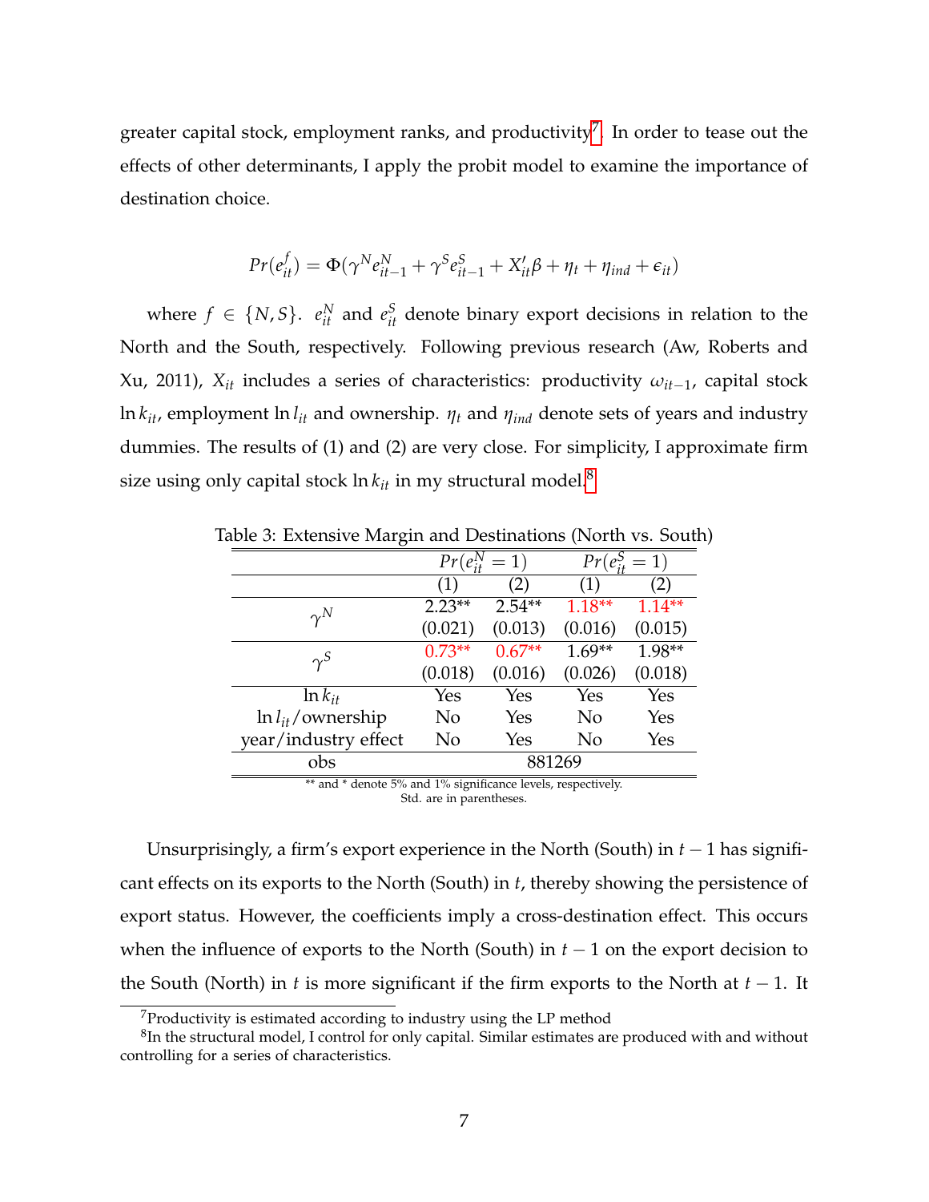greater capital stock, employment ranks, and productivity[7]. In order to tease out the effects of other determinants, I apply the probit model to examine the importance of destination choice.

$$Pr(e_{it}^{f}) = \Phi(\gamma^{N} e_{it-1}^{N} + \gamma^{S} e_{it-1}^{S} + X_{it}'\beta + \eta_t + \eta_{ind} + \epsilon_{it})$$

where $f \in \{N, S\}$. $e_{it}^{N}$ and $e_{it}^{S}$ denote binary export decisions in relation to the North and the South, respectively. Following previous research (Aw, Roberts and Xu, 2011), $X_{it}$ includes a series of characteristics: productivity $\omega_{it-1}$, capital stock $\ln k_{it}$, employment $\ln l_{it}$ and ownership. $\eta_t$ and $\eta_{ind}$ denote sets of years and industry dummies. The results of (1) and (2) are very close. For simplicity, I approximate firm size using only capital stock $\ln k_{it}$ in my structural model.[8]

Table 3: Extensive Margin and Destinations (North vs. South)

| | $Pr(e_{it}^{N}=1)$ | | $Pr(e_{it}^{S}=1)$ | |
|---|---|---|---|---|
| | (1) | (2) | (1) | (2) |
| $\gamma^{N}$ | 2.23** | 2.54** | 1.18** | 1.14** |
| | (0.021) | (0.013) | (0.016) | (0.015) |
| $\gamma^{S}$ | 0.73** | 0.67** | 1.69** | 1.98** |
| | (0.018) | (0.016) | (0.026) | (0.018) |
| $\ln k_{it}$ | Yes | Yes | Yes | Yes |
| $\ln l_{it}$/ownership | No | Yes | No | Yes |
| year/industry effect | No | Yes | No | Yes |
| obs | 881269 | | | |

** and * denote 5% and 1% significance levels, respectively.
Std. are in parentheses.

Unsurprisingly, a firm's export experience in the North (South) in $t-1$ has significant effects on its exports to the North (South) in $t$, thereby showing the persistence of export status. However, the coefficients imply a cross-destination effect. This occurs when the influence of exports to the North (South) in $t-1$ on the export decision to the South (North) in $t$ is more significant if the firm exports to the North at $t-1$. It

[7] Productivity is estimated according to industry using the LP method

[8] In the structural model, I control for only capital. Similar estimates are produced with and without controlling for a series of characteristics.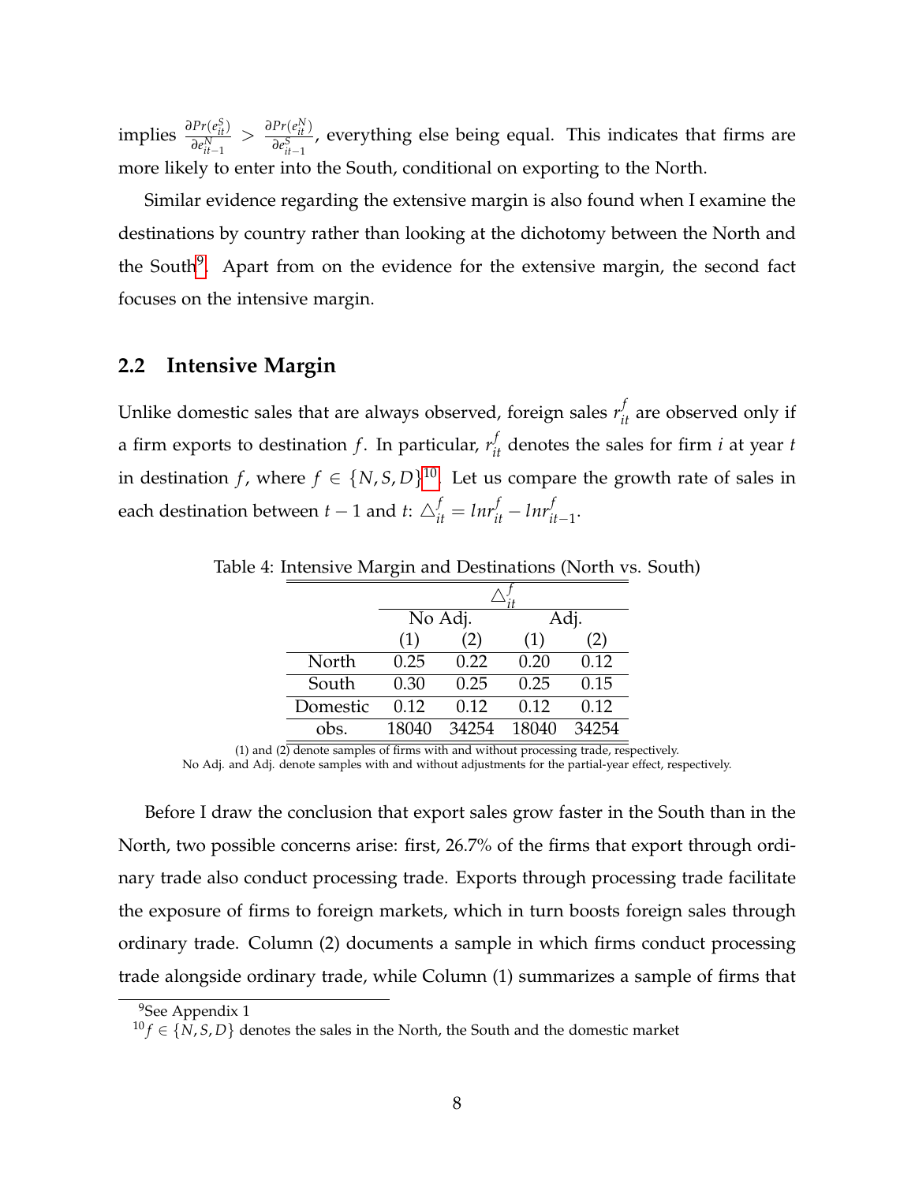implies $\frac{\partial Pr(e^S_{it})}{\partial e^N_{it-1}} > \frac{\partial Pr(e^N_{it})}{\partial e^S_{it-1}}$, everything else being equal. This indicates that firms are more likely to enter into the South, conditional on exporting to the North.

Similar evidence regarding the extensive margin is also found when I examine the destinations by country rather than looking at the dichotomy between the North and the South[9]. Apart from on the evidence for the extensive margin, the second fact focuses on the intensive margin.

## 2.2 Intensive Margin

Unlike domestic sales that are always observed, foreign sales $r^f_{it}$ are observed only if a firm exports to destination $f$. In particular, $r^f_{it}$ denotes the sales for firm $i$ at year $t$ in destination $f$, where $f \in \{N, S, D\}$[10]. Let us compare the growth rate of sales in each destination between $t-1$ and $t$: $\triangle^f_{it} = lnr^f_{it} - lnr^f_{it-1}$.

Table 4: Intensive Margin and Destinations (North vs. South)

| | $\triangle^f_{it}$ | | | |
|---|---|---|---|---|
| | No Adj. | | Adj. | |
| | (1) | (2) | (1) | (2) |
| North | 0.25 | 0.22 | 0.20 | 0.12 |
| South | 0.30 | 0.25 | 0.25 | 0.15 |
| Domestic | 0.12 | 0.12 | 0.12 | 0.12 |
| obs. | 18040 | 34254 | 18040 | 34254 |

(1) and (2) denote samples of firms with and without processing trade, respectively.
No Adj. and Adj. denote samples with and without adjustments for the partial-year effect, respectively.

Before I draw the conclusion that export sales grow faster in the South than in the North, two possible concerns arise: first, 26.7% of the firms that export through ordinary trade also conduct processing trade. Exports through processing trade facilitate the exposure of firms to foreign markets, which in turn boosts foreign sales through ordinary trade. Column (2) documents a sample in which firms conduct processing trade alongside ordinary trade, while Column (1) summarizes a sample of firms that

[9] See Appendix 1

[10] $f \in \{N, S, D\}$ denotes the sales in the North, the South and the domestic market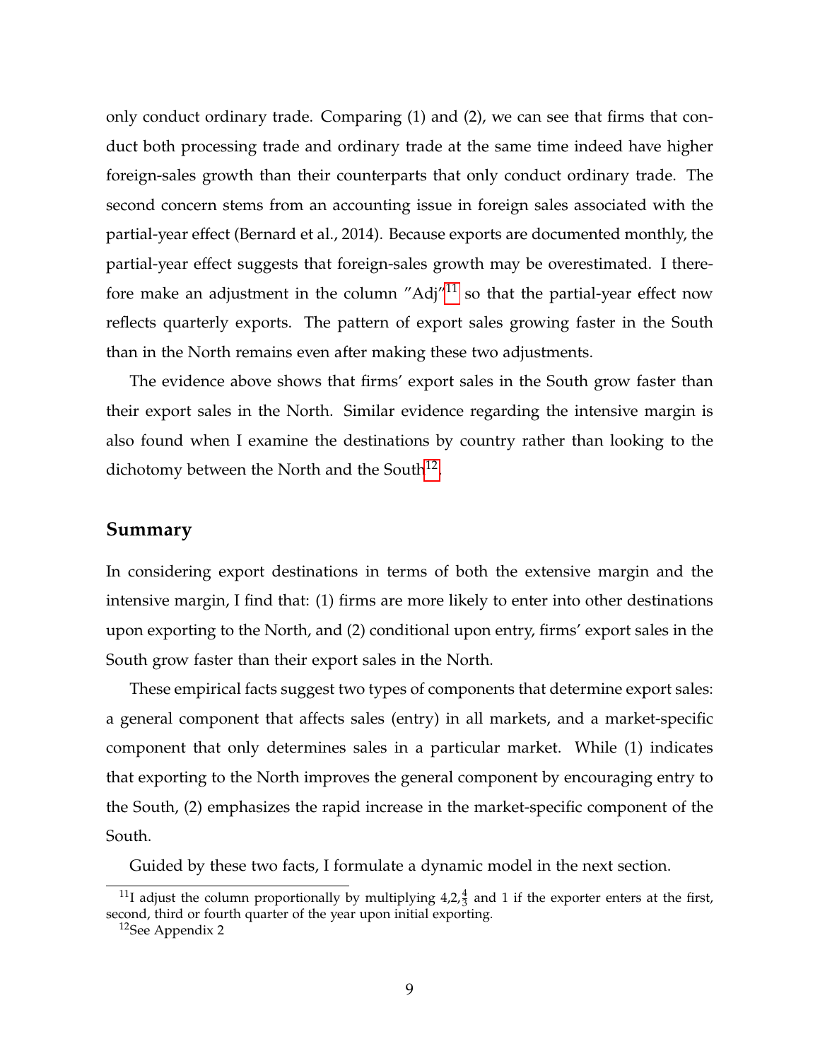only conduct ordinary trade. Comparing (1) and (2), we can see that firms that conduct both processing trade and ordinary trade at the same time indeed have higher foreign-sales growth than their counterparts that only conduct ordinary trade. The second concern stems from an accounting issue in foreign sales associated with the partial-year effect (Bernard et al., 2014). Because exports are documented monthly, the partial-year effect suggests that foreign-sales growth may be overestimated. I therefore make an adjustment in the column "Adj"[11] so that the partial-year effect now reflects quarterly exports. The pattern of export sales growing faster in the South than in the North remains even after making these two adjustments.

The evidence above shows that firms' export sales in the South grow faster than their export sales in the North. Similar evidence regarding the intensive margin is also found when I examine the destinations by country rather than looking to the dichotomy between the North and the South[12].

## Summary

In considering export destinations in terms of both the extensive margin and the intensive margin, I find that: (1) firms are more likely to enter into other destinations upon exporting to the North, and (2) conditional upon entry, firms' export sales in the South grow faster than their export sales in the North.

These empirical facts suggest two types of components that determine export sales: a general component that affects sales (entry) in all markets, and a market-specific component that only determines sales in a particular market. While (1) indicates that exporting to the North improves the general component by encouraging entry to the South, (2) emphasizes the rapid increase in the market-specific component of the South.

Guided by these two facts, I formulate a dynamic model in the next section.

[11] I adjust the column proportionally by multiplying 4,2,$\frac{4}{3}$ and 1 if the exporter enters at the first, second, third or fourth quarter of the year upon initial exporting.

[12] See Appendix 2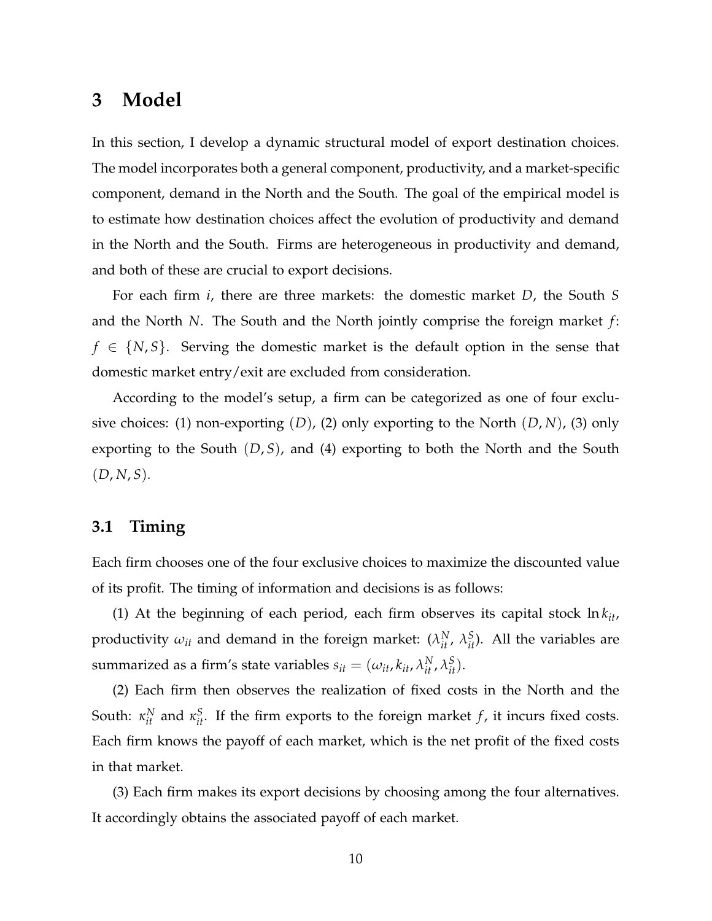# 3 Model

In this section, I develop a dynamic structural model of export destination choices. The model incorporates both a general component, productivity, and a market-specific component, demand in the North and the South. The goal of the empirical model is to estimate how destination choices affect the evolution of productivity and demand in the North and the South. Firms are heterogeneous in productivity and demand, and both of these are crucial to export decisions.

For each firm $i$, there are three markets: the domestic market $D$, the South $S$ and the North $N$. The South and the North jointly comprise the foreign market $f$: $f \in \{N, S\}$. Serving the domestic market is the default option in the sense that domestic market entry/exit are excluded from consideration.

According to the model's setup, a firm can be categorized as one of four exclusive choices: (1) non-exporting $(D)$, (2) only exporting to the North $(D, N)$, (3) only exporting to the South $(D, S)$, and (4) exporting to both the North and the South $(D, N, S)$.

## 3.1 Timing

Each firm chooses one of the four exclusive choices to maximize the discounted value of its profit. The timing of information and decisions is as follows:

(1) At the beginning of each period, each firm observes its capital stock $\ln k_{it}$, productivity $\omega_{it}$ and demand in the foreign market: $(\lambda_{it}^N, \lambda_{it}^S)$. All the variables are summarized as a firm's state variables $s_{it} = (\omega_{it}, k_{it}, \lambda_{it}^N, \lambda_{it}^S)$.

(2) Each firm then observes the realization of fixed costs in the North and the South: $\kappa_{it}^N$ and $\kappa_{it}^S$. If the firm exports to the foreign market $f$, it incurs fixed costs. Each firm knows the payoff of each market, which is the net profit of the fixed costs in that market.

(3) Each firm makes its export decisions by choosing among the four alternatives. It accordingly obtains the associated payoff of each market.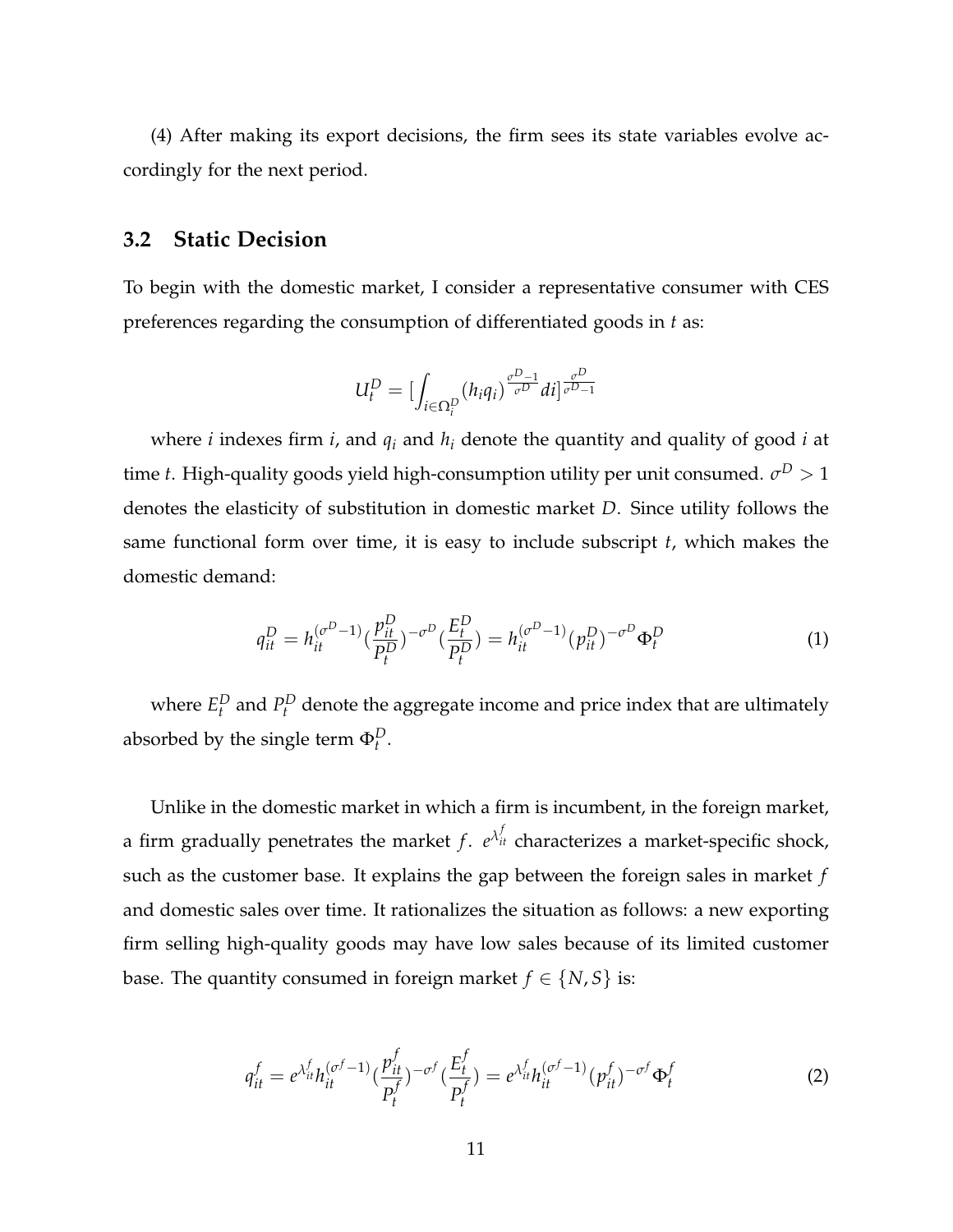(4) After making its export decisions, the firm sees its state variables evolve accordingly for the next period.

## 3.2 Static Decision

To begin with the domestic market, I consider a representative consumer with CES preferences regarding the consumption of differentiated goods in $t$ as:

$$U_t^D = [\int_{i \in \Omega_i^D} (h_i q_i)^{\frac{\sigma^D - 1}{\sigma^D}} di]^{\frac{\sigma^D}{\sigma^D - 1}}$$

where $i$ indexes firm $i$, and $q_i$ and $h_i$ denote the quantity and quality of good $i$ at time $t$. High-quality goods yield high-consumption utility per unit consumed. $\sigma^D > 1$ denotes the elasticity of substitution in domestic market $D$. Since utility follows the same functional form over time, it is easy to include subscript $t$, which makes the domestic demand:

$$q_{it}^D = h_{it}^{(\sigma^D - 1)} (\frac{p_{it}^D}{P_t^D})^{-\sigma^D} (\frac{E_t^D}{P_t^D}) = h_{it}^{(\sigma^D - 1)} (p_{it}^D)^{-\sigma^D} \Phi_t^D \tag{1}$$

where $E_t^D$ and $P_t^D$ denote the aggregate income and price index that are ultimately absorbed by the single term $\Phi_t^D$.

Unlike in the domestic market in which a firm is incumbent, in the foreign market, a firm gradually penetrates the market $f$. $e^{\lambda_{it}^f}$ characterizes a market-specific shock, such as the customer base. It explains the gap between the foreign sales in market $f$ and domestic sales over time. It rationalizes the situation as follows: a new exporting firm selling high-quality goods may have low sales because of its limited customer base. The quantity consumed in foreign market $f \in \{N, S\}$ is:

$$q_{it}^f = e^{\lambda_{it}^f} h_{it}^{(\sigma^f - 1)} (\frac{p_{it}^f}{P_t^f})^{-\sigma^f} (\frac{E_t^f}{P_t^f}) = e^{\lambda_{it}^f} h_{it}^{(\sigma^f - 1)} (p_{it}^f)^{-\sigma^f} \Phi_t^f \tag{2}$$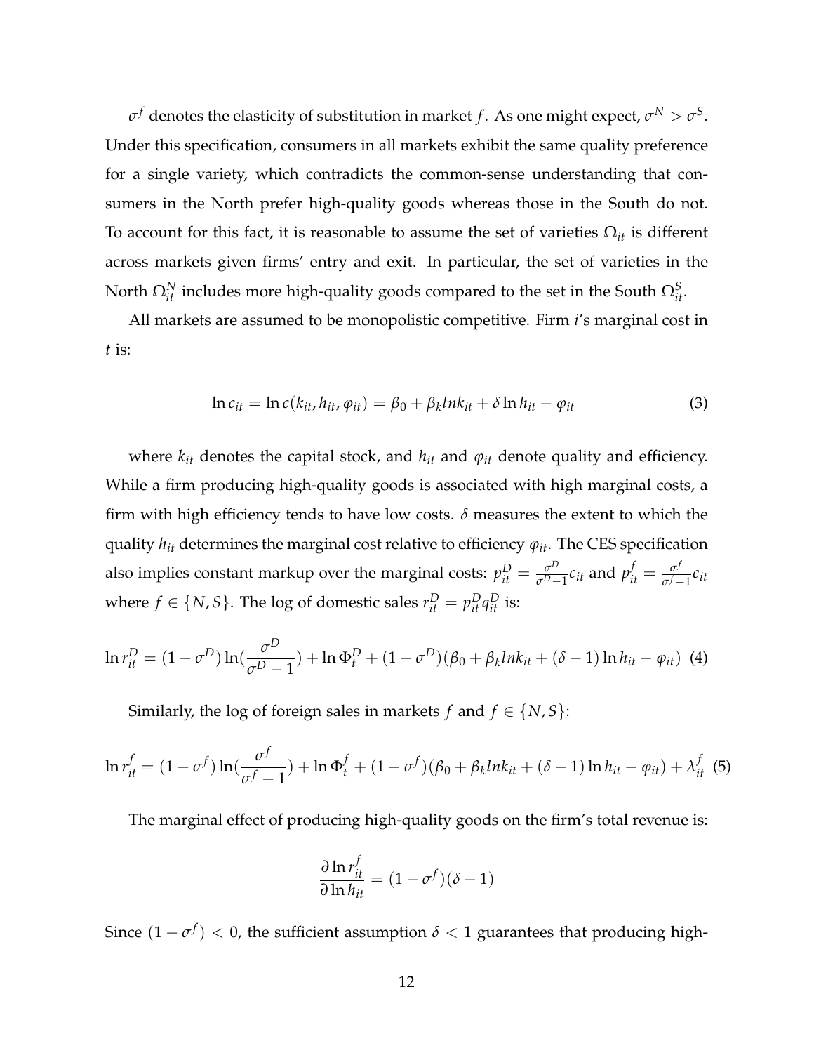$\sigma^f$ denotes the elasticity of substitution in market $f$. As one might expect, $\sigma^N > \sigma^S$. Under this specification, consumers in all markets exhibit the same quality preference for a single variety, which contradicts the common-sense understanding that consumers in the North prefer high-quality goods whereas those in the South do not. To account for this fact, it is reasonable to assume the set of varieties $\Omega_{it}$ is different across markets given firms' entry and exit. In particular, the set of varieties in the North $\Omega_{it}^N$ includes more high-quality goods compared to the set in the South $\Omega_{it}^S$.

All markets are assumed to be monopolistic competitive. Firm $i$'s marginal cost in $t$ is:

$$\ln c_{it} = \ln c(k_{it}, h_{it}, \varphi_{it}) = \beta_0 + \beta_k lnk_{it} + \delta \ln h_{it} - \varphi_{it} \tag{3}$$

where $k_{it}$ denotes the capital stock, and $h_{it}$ and $\varphi_{it}$ denote quality and efficiency. While a firm producing high-quality goods is associated with high marginal costs, a firm with high efficiency tends to have low costs. $\delta$ measures the extent to which the quality $h_{it}$ determines the marginal cost relative to efficiency $\varphi_{it}$. The CES specification also implies constant markup over the marginal costs: $p_{it}^D = \frac{\sigma^D}{\sigma^D - 1} c_{it}$ and $p_{it}^f = \frac{\sigma^f}{\sigma^f - 1} c_{it}$ where $f \in \{N, S\}$. The log of domestic sales $r_{it}^D = p_{it}^D q_{it}^D$ is:

$$\ln r_{it}^D = (1 - \sigma^D) \ln(\frac{\sigma^D}{\sigma^D - 1}) + \ln \Phi_t^D + (1 - \sigma^D)(\beta_0 + \beta_k lnk_{it} + (\delta - 1) \ln h_{it} - \varphi_{it}) \tag{4}$$

Similarly, the log of foreign sales in markets $f$ and $f \in \{N, S\}$:

$$\ln r_{it}^f = (1 - \sigma^f) \ln(\frac{\sigma^f}{\sigma^f - 1}) + \ln \Phi_t^f + (1 - \sigma^f)(\beta_0 + \beta_k lnk_{it} + (\delta - 1) \ln h_{it} - \varphi_{it}) + \lambda_{it}^f \tag{5}$$

The marginal effect of producing high-quality goods on the firm's total revenue is:

$$\frac{\partial \ln r_{it}^f}{\partial \ln h_{it}} = (1 - \sigma^f)(\delta - 1)$$

Since $(1 - \sigma^f) < 0$, the sufficient assumption $\delta < 1$ guarantees that producing high-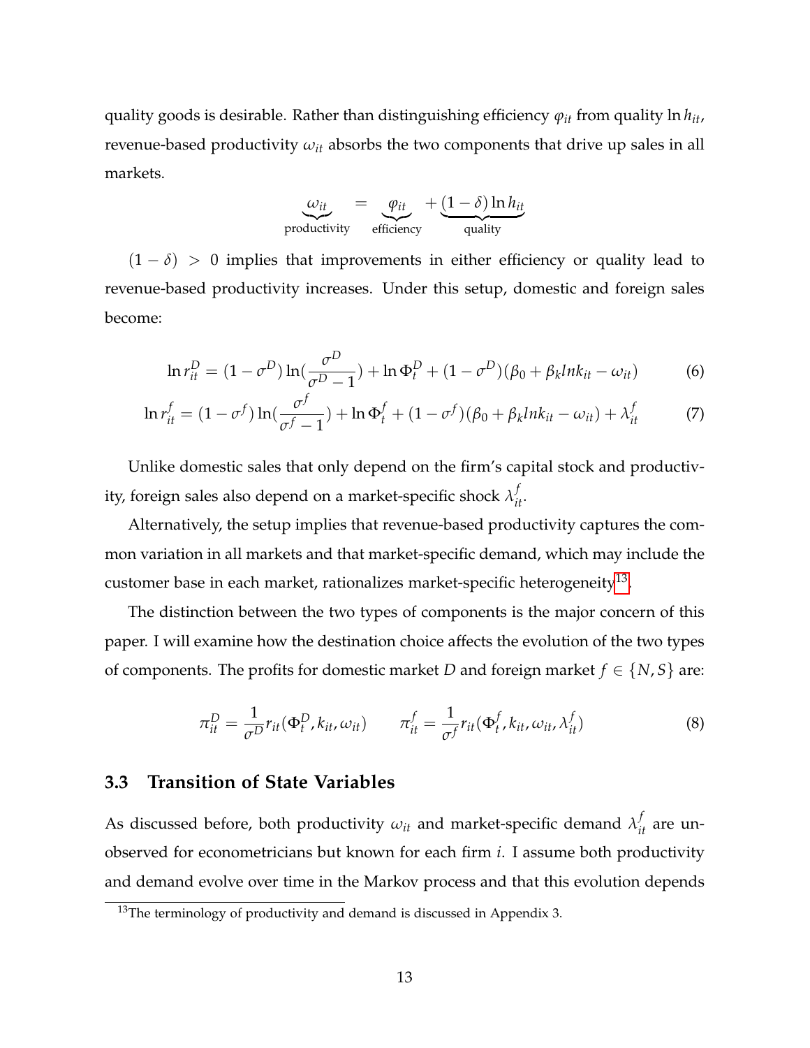quality goods is desirable. Rather than distinguishing efficiency $\varphi_{it}$ from quality $\ln h_{it}$, revenue-based productivity $\omega_{it}$ absorbs the two components that drive up sales in all markets.

$$\underbrace{\omega_{it}}_{\text{productivity}} = \underbrace{\varphi_{it}}_{\text{efficiency}} + \underbrace{(1-\delta)\ln h_{it}}_{\text{quality}}$$

$(1-\delta) > 0$ implies that improvements in either efficiency or quality lead to revenue-based productivity increases. Under this setup, domestic and foreign sales become:

$$\ln r_{it}^{D} = (1-\sigma^{D})\ln(\frac{\sigma^{D}}{\sigma^{D}-1}) + \ln \Phi_{t}^{D} + (1-\sigma^{D})(\beta_0 + \beta_k lnk_{it} - \omega_{it}) \tag{6}$$

$$\ln r_{it}^{f} = (1-\sigma^{f})\ln(\frac{\sigma^{f}}{\sigma^{f}-1}) + \ln \Phi_{t}^{f} + (1-\sigma^{f})(\beta_0 + \beta_k lnk_{it} - \omega_{it}) + \lambda_{it}^{f} \tag{7}$$

Unlike domestic sales that only depend on the firm's capital stock and productivity, foreign sales also depend on a market-specific shock $\lambda_{it}^{f}$.

Alternatively, the setup implies that revenue-based productivity captures the common variation in all markets and that market-specific demand, which may include the customer base in each market, rationalizes market-specific heterogeneity[13].

The distinction between the two types of components is the major concern of this paper. I will examine how the destination choice affects the evolution of the two types of components. The profits for domestic market $D$ and foreign market $f \in \{N, S\}$ are:

$$\pi_{it}^{D} = \frac{1}{\sigma^{D}} r_{it}(\Phi_{t}^{D}, k_{it}, \omega_{it}) \qquad \pi_{it}^{f} = \frac{1}{\sigma^{f}} r_{it}(\Phi_{t}^{f}, k_{it}, \omega_{it}, \lambda_{it}^{f}) \tag{8}$$

### 3.3 Transition of State Variables

As discussed before, both productivity $\omega_{it}$ and market-specific demand $\lambda_{it}^{f}$ are unobserved for econometricians but known for each firm $i$. I assume both productivity and demand evolve over time in the Markov process and that this evolution depends

[13] The terminology of productivity and demand is discussed in Appendix 3.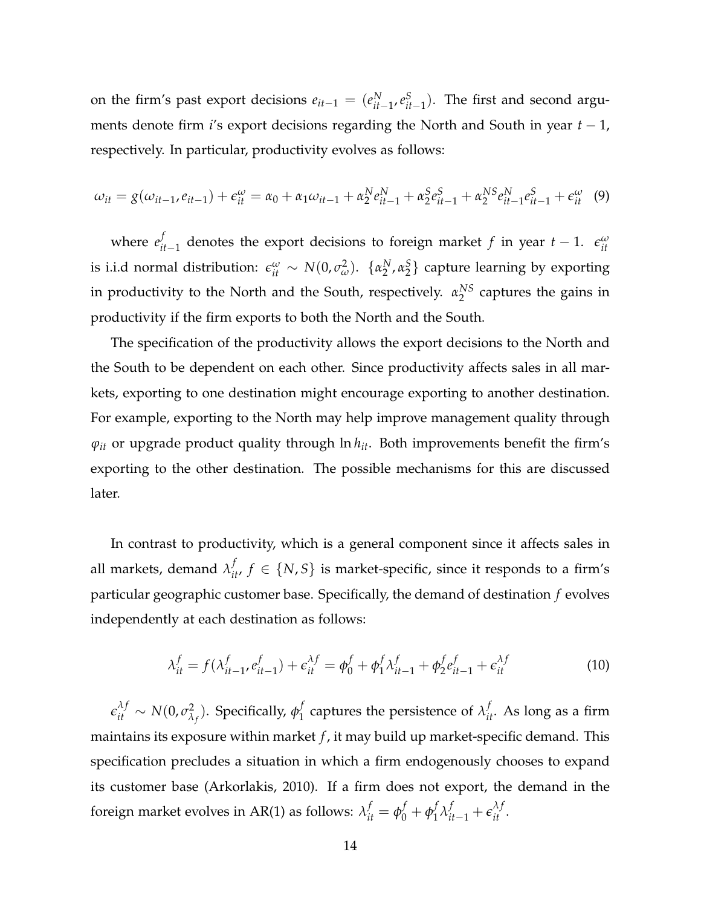on the firm's past export decisions $e_{it-1} = (e^N_{it-1}, e^S_{it-1})$. The first and second arguments denote firm $i$'s export decisions regarding the North and South in year $t-1$, respectively. In particular, productivity evolves as follows:

$$\omega_{it} = g(\omega_{it-1}, e_{it-1}) + \epsilon^{\omega}_{it} = \alpha_0 + \alpha_1 \omega_{it-1} + \alpha^N_2 e^N_{it-1} + \alpha^S_2 e^S_{it-1} + \alpha^{NS}_2 e^N_{it-1} e^S_{it-1} + \epsilon^{\omega}_{it} \quad (9)$$

where $e^f_{it-1}$ denotes the export decisions to foreign market $f$ in year $t-1$. $\epsilon^{\omega}_{it}$ is i.i.d normal distribution: $\epsilon^{\omega}_{it} \sim N(0, \sigma^2_{\omega})$. $\{\alpha^N_2, \alpha^S_2\}$ capture learning by exporting in productivity to the North and the South, respectively. $\alpha^{NS}_2$ captures the gains in productivity if the firm exports to both the North and the South.

The specification of the productivity allows the export decisions to the North and the South to be dependent on each other. Since productivity affects sales in all markets, exporting to one destination might encourage exporting to another destination. For example, exporting to the North may help improve management quality through $\varphi_{it}$ or upgrade product quality through $\ln h_{it}$. Both improvements benefit the firm's exporting to the other destination. The possible mechanisms for this are discussed later.

In contrast to productivity, which is a general component since it affects sales in all markets, demand $\lambda^f_{it}$, $f \in \{N, S\}$ is market-specific, since it responds to a firm's particular geographic customer base. Specifically, the demand of destination $f$ evolves independently at each destination as follows:

$$\lambda^f_{it} = f(\lambda^f_{it-1}, e^f_{it-1}) + \epsilon^{\lambda f}_{it} = \phi^f_0 + \phi^f_1 \lambda^f_{it-1} + \phi^f_2 e^f_{it-1} + \epsilon^{\lambda f}_{it} \quad (10)$$

$\epsilon^{\lambda f}_{it} \sim N(0, \sigma^2_{\lambda_f})$. Specifically, $\phi^f_1$ captures the persistence of $\lambda^f_{it}$. As long as a firm maintains its exposure within market $f$, it may build up market-specific demand. This specification precludes a situation in which a firm endogenously chooses to expand its customer base (Arkorlakis, 2010). If a firm does not export, the demand in the foreign market evolves in AR(1) as follows: $\lambda^f_{it} = \phi^f_0 + \phi^f_1 \lambda^f_{it-1} + \epsilon^{\lambda f}_{it}$.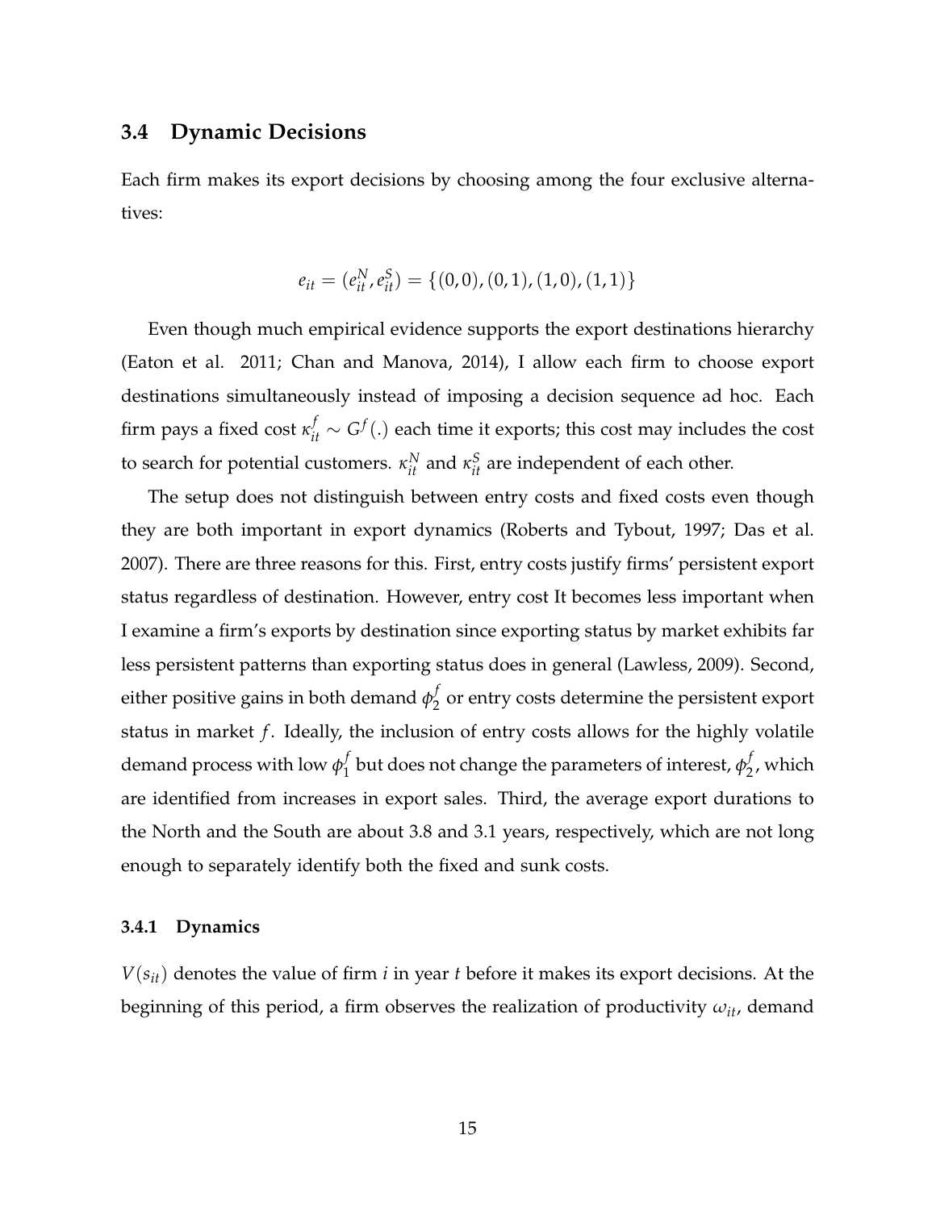## 3.4 Dynamic Decisions

Each firm makes its export decisions by choosing among the four exclusive alternatives:

$$e_{it} = (e_{it}^N, e_{it}^S) = \{(0,0), (0,1), (1,0), (1,1)\}$$

Even though much empirical evidence supports the export destinations hierarchy (Eaton et al. 2011; Chan and Manova, 2014), I allow each firm to choose export destinations simultaneously instead of imposing a decision sequence ad hoc. Each firm pays a fixed cost $\kappa_{it}^f \sim G^f(.)$ each time it exports; this cost may includes the cost to search for potential customers. $\kappa_{it}^N$ and $\kappa_{it}^S$ are independent of each other.

The setup does not distinguish between entry costs and fixed costs even though they are both important in export dynamics (Roberts and Tybout, 1997; Das et al. 2007). There are three reasons for this. First, entry costs justify firms' persistent export status regardless of destination. However, entry cost It becomes less important when I examine a firm's exports by destination since exporting status by market exhibits far less persistent patterns than exporting status does in general (Lawless, 2009). Second, either positive gains in both demand $\phi_2^f$ or entry costs determine the persistent export status in market $f$. Ideally, the inclusion of entry costs allows for the highly volatile demand process with low $\phi_1^f$ but does not change the parameters of interest, $\phi_2^f$, which are identified from increases in export sales. Third, the average export durations to the North and the South are about 3.8 and 3.1 years, respectively, which are not long enough to separately identify both the fixed and sunk costs.

### 3.4.1 Dynamics

$V(s_{it})$ denotes the value of firm $i$ in year $t$ before it makes its export decisions. At the beginning of this period, a firm observes the realization of productivity $\omega_{it}$, demand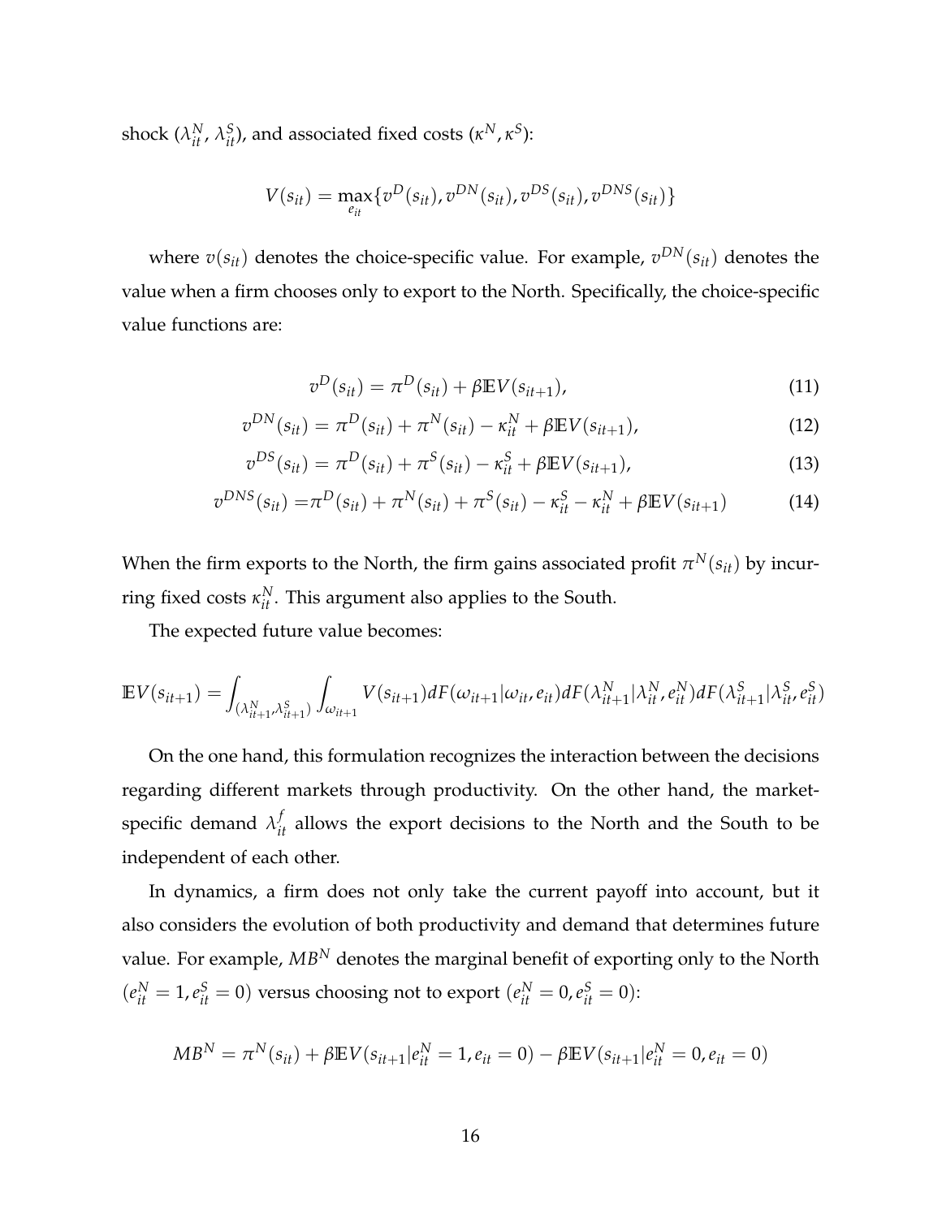shock ($\lambda_{it}^N$, $\lambda_{it}^S$), and associated fixed costs ($\kappa^N, \kappa^S$):

$$V(s_{it}) = \max_{e_{it}}\{v^D(s_{it}), v^{DN}(s_{it}), v^{DS}(s_{it}), v^{DNS}(s_{it})\}$$

where $v(s_{it})$ denotes the choice-specific value. For example, $v^{DN}(s_{it})$ denotes the value when a firm chooses only to export to the North. Specifically, the choice-specific value functions are:

$$v^D(s_{it}) = \pi^D(s_{it}) + \beta \mathbb{E}V(s_{it+1}), \tag{11}$$

$$v^{DN}(s_{it}) = \pi^D(s_{it}) + \pi^N(s_{it}) - \kappa_{it}^N + \beta \mathbb{E}V(s_{it+1}), \tag{12}$$

$$v^{DS}(s_{it}) = \pi^D(s_{it}) + \pi^S(s_{it}) - \kappa_{it}^S + \beta \mathbb{E}V(s_{it+1}), \tag{13}$$

$$v^{DNS}(s_{it}) = \pi^D(s_{it}) + \pi^N(s_{it}) + \pi^S(s_{it}) - \kappa_{it}^S - \kappa_{it}^N + \beta \mathbb{E}V(s_{it+1}) \tag{14}$$

When the firm exports to the North, the firm gains associated profit $\pi^N(s_{it})$ by incurring fixed costs $\kappa_{it}^N$. This argument also applies to the South.

The expected future value becomes:

$$\mathbb{E}V(s_{it+1}) = \int_{(\lambda_{it+1}^N, \lambda_{it+1}^S)} \int_{\omega_{it+1}} V(s_{it+1}) dF(\omega_{it+1}|\omega_{it}, e_{it}) dF(\lambda_{it+1}^N|\lambda_{it}^N, e_{it}^N) dF(\lambda_{it+1}^S|\lambda_{it}^S, e_{it}^S)$$

On the one hand, this formulation recognizes the interaction between the decisions regarding different markets through productivity. On the other hand, the market-specific demand $\lambda_{it}^f$ allows the export decisions to the North and the South to be independent of each other.

In dynamics, a firm does not only take the current payoff into account, but it also considers the evolution of both productivity and demand that determines future value. For example, $MB^N$ denotes the marginal benefit of exporting only to the North ($e_{it}^N = 1, e_{it}^S = 0$) versus choosing not to export ($e_{it}^N = 0, e_{it}^S = 0$):

$$MB^N = \pi^N(s_{it}) + \beta \mathbb{E}V(s_{it+1}|e_{it}^N = 1, e_{it} = 0) - \beta \mathbb{E}V(s_{it+1}|e_{it}^N = 0, e_{it} = 0)$$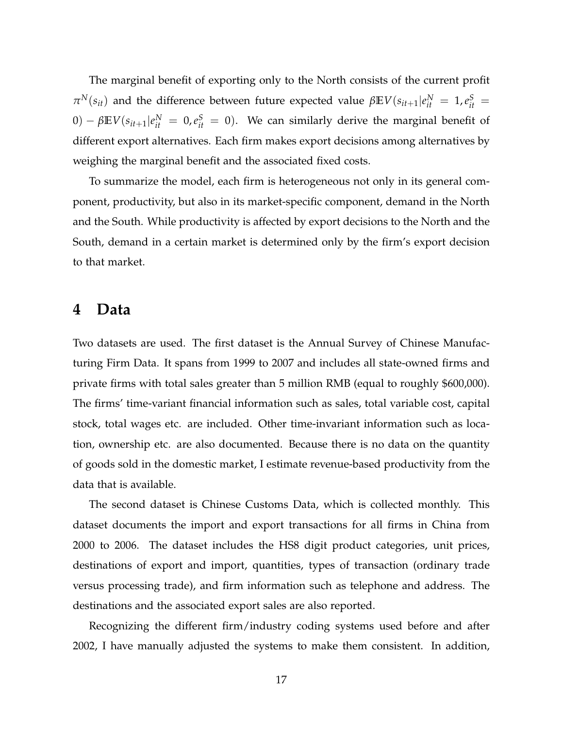The marginal benefit of exporting only to the North consists of the current profit $\pi^N(s_{it})$ and the difference between future expected value $\beta \mathbb{E} V(s_{it+1}|e^N_{it} = 1, e^S_{it} = 0) - \beta \mathbb{E} V(s_{it+1}|e^N_{it} = 0, e^S_{it} = 0)$. We can similarly derive the marginal benefit of different export alternatives. Each firm makes export decisions among alternatives by weighing the marginal benefit and the associated fixed costs.

To summarize the model, each firm is heterogeneous not only in its general component, productivity, but also in its market-specific component, demand in the North and the South. While productivity is affected by export decisions to the North and the South, demand in a certain market is determined only by the firm's export decision to that market.

# 4 Data

Two datasets are used. The first dataset is the Annual Survey of Chinese Manufacturing Firm Data. It spans from 1999 to 2007 and includes all state-owned firms and private firms with total sales greater than 5 million RMB (equal to roughly $600,000). The firms' time-variant financial information such as sales, total variable cost, capital stock, total wages etc. are included. Other time-invariant information such as location, ownership etc. are also documented. Because there is no data on the quantity of goods sold in the domestic market, I estimate revenue-based productivity from the data that is available.

The second dataset is Chinese Customs Data, which is collected monthly. This dataset documents the import and export transactions for all firms in China from 2000 to 2006. The dataset includes the HS8 digit product categories, unit prices, destinations of export and import, quantities, types of transaction (ordinary trade versus processing trade), and firm information such as telephone and address. The destinations and the associated export sales are also reported.

Recognizing the different firm/industry coding systems used before and after 2002, I have manually adjusted the systems to make them consistent. In addition,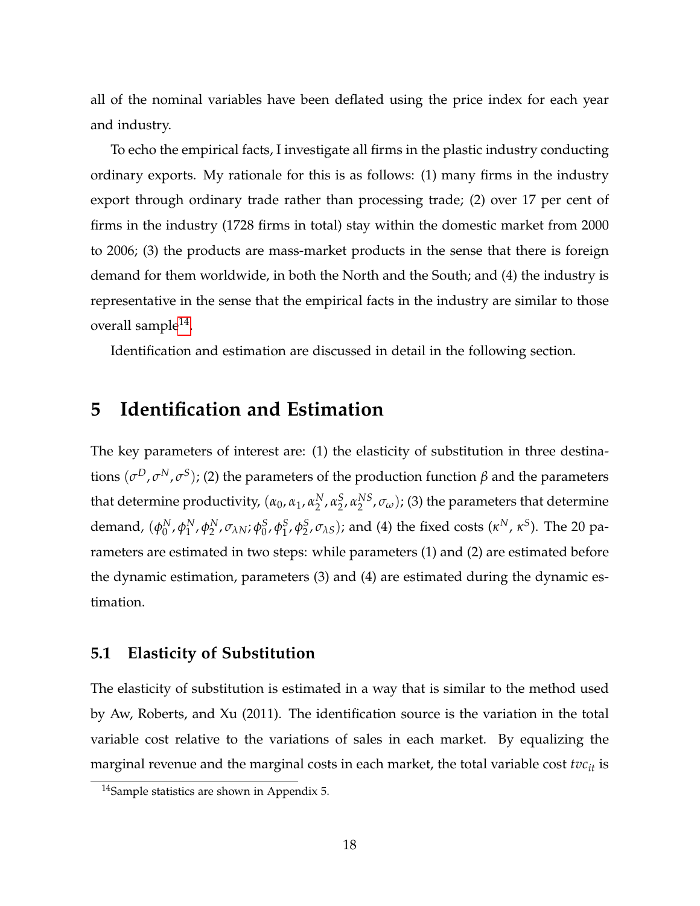all of the nominal variables have been deflated using the price index for each year and industry.

To echo the empirical facts, I investigate all firms in the plastic industry conducting ordinary exports. My rationale for this is as follows: (1) many firms in the industry export through ordinary trade rather than processing trade; (2) over 17 per cent of firms in the industry (1728 firms in total) stay within the domestic market from 2000 to 2006; (3) the products are mass-market products in the sense that there is foreign demand for them worldwide, in both the North and the South; and (4) the industry is representative in the sense that the empirical facts in the industry are similar to those overall sample[14].

Identification and estimation are discussed in detail in the following section.

# 5 Identification and Estimation

The key parameters of interest are: (1) the elasticity of substitution in three destinations ($\sigma^D, \sigma^N, \sigma^S$); (2) the parameters of the production function $\beta$ and the parameters that determine productivity, ($\alpha_0, \alpha_1, \alpha_2^N, \alpha_2^S, \alpha_2^{NS}, \sigma_\omega$); (3) the parameters that determine demand, ($\phi_0^N, \phi_1^N, \phi_2^N, \sigma_{\lambda N}; \phi_0^S, \phi_1^S, \phi_2^S, \sigma_{\lambda S}$); and (4) the fixed costs ($\kappa^N$, $\kappa^S$). The 20 parameters are estimated in two steps: while parameters (1) and (2) are estimated before the dynamic estimation, parameters (3) and (4) are estimated during the dynamic estimation.

## 5.1 Elasticity of Substitution

The elasticity of substitution is estimated in a way that is similar to the method used by Aw, Roberts, and Xu (2011). The identification source is the variation in the total variable cost relative to the variations of sales in each market. By equalizing the marginal revenue and the marginal costs in each market, the total variable cost $tvc_{it}$ is

[14] Sample statistics are shown in Appendix 5.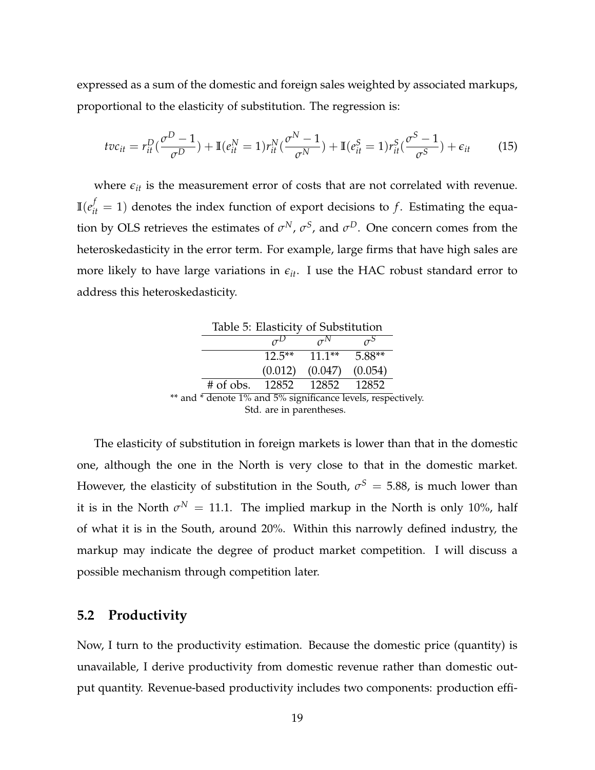expressed as a sum of the domestic and foreign sales weighted by associated markups, proportional to the elasticity of substitution. The regression is:

$$tvc_{it} = r_{it}^{D}(\frac{\sigma^{D}-1}{\sigma^{D}}) + \mathbb{I}(e_{it}^{N}=1)r_{it}^{N}(\frac{\sigma^{N}-1}{\sigma^{N}}) + \mathbb{I}(e_{it}^{S}=1)r_{it}^{S}(\frac{\sigma^{S}-1}{\sigma^{S}}) + \epsilon_{it} \tag{15}$$

where $\epsilon_{it}$ is the measurement error of costs that are not correlated with revenue. $\mathbb{I}(e_{it}^{f}=1)$ denotes the index function of export decisions to $f$. Estimating the equation by OLS retrieves the estimates of $\sigma^N$, $\sigma^S$, and $\sigma^D$. One concern comes from the heteroskedasticity in the error term. For example, large firms that have high sales are more likely to have large variations in $\epsilon_{it}$. I use the HAC robust standard error to address this heteroskedasticity.

Table 5: Elasticity of Substitution

| | $\sigma^D$ | $\sigma^N$ | $\sigma^S$ |
|---|---|---|---|
| | 12.5** | 11.1** | 5.88** |
| | (0.012) | (0.047) | (0.054) |
| # of obs. | 12852 | 12852 | 12852 |

** and * denote 1% and 5% significance levels, respectively. Std. are in parentheses.

The elasticity of substitution in foreign markets is lower than that in the domestic one, although the one in the North is very close to that in the domestic market. However, the elasticity of substitution in the South, $\sigma^S = 5.88$, is much lower than it is in the North $\sigma^N = 11.1$. The implied markup in the North is only 10%, half of what it is in the South, around 20%. Within this narrowly defined industry, the markup may indicate the degree of product market competition. I will discuss a possible mechanism through competition later.

## 5.2 Productivity

Now, I turn to the productivity estimation. Because the domestic price (quantity) is unavailable, I derive productivity from domestic revenue rather than domestic output quantity. Revenue-based productivity includes two components: production effi-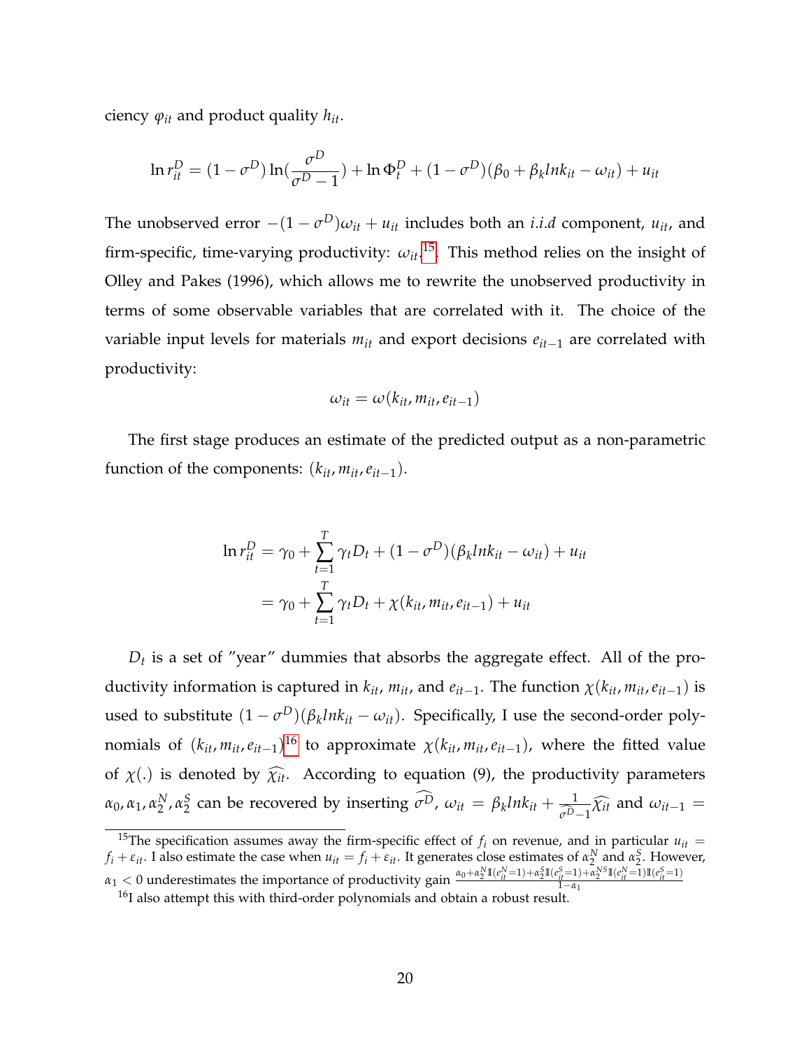ciency $\varphi_{it}$ and product quality $h_{it}$.

$$\ln r_{it}^D = (1-\sigma^D)\ln(\frac{\sigma^D}{\sigma^D-1}) + \ln \Phi_t^D + (1-\sigma^D)(\beta_0 + \beta_k lnk_{it} - \omega_{it}) + u_{it}$$

The unobserved error $-(1-\sigma^D)\omega_{it} + u_{it}$ includes both an *i.i.d* component, $u_{it}$, and firm-specific, time-varying productivity: $\omega_{it}$.[15] This method relies on the insight of Olley and Pakes (1996), which allows me to rewrite the unobserved productivity in terms of some observable variables that are correlated with it. The choice of the variable input levels for materials $m_{it}$ and export decisions $e_{it-1}$ are correlated with productivity:

$$\omega_{it} = \omega(k_{it}, m_{it}, e_{it-1})$$

The first stage produces an estimate of the predicted output as a non-parametric function of the components: $(k_{it}, m_{it}, e_{it-1})$.

$$\begin{aligned}
\ln r_{it}^D &= \gamma_0 + \sum_{t=1}^{T}\gamma_t D_t + (1-\sigma^D)(\beta_k lnk_{it} - \omega_{it}) + u_{it} \\
&= \gamma_0 + \sum_{t=1}^{T}\gamma_t D_t + \chi(k_{it}, m_{it}, e_{it-1}) + u_{it}
\end{aligned}$$

$D_t$ is a set of "year" dummies that absorbs the aggregate effect. All of the productivity information is captured in $k_{it}$, $m_{it}$, and $e_{it-1}$. The function $\chi(k_{it}, m_{it}, e_{it-1})$ is used to substitute $(1-\sigma^D)(\beta_k lnk_{it} - \omega_{it})$. Specifically, I use the second-order polynomials of $(k_{it}, m_{it}, e_{it-1})$[16] to approximate $\chi(k_{it}, m_{it}, e_{it-1})$, where the fitted value of $\chi(.)$ is denoted by $\widehat{\chi_{it}}$. According to equation (9), the productivity parameters $\alpha_0, \alpha_1, \alpha_2^N, \alpha_2^S$ can be recovered by inserting $\widehat{\sigma^D}$, $\omega_{it} = \beta_k lnk_{it} + \frac{1}{\sigma^D - 1}\widehat{\chi_{it}}$ and $\omega_{it-1} =$

[15] The specification assumes away the firm-specific effect of $f_i$ on revenue, and in particular $u_{it} = f_i + \varepsilon_{it}$. I also estimate the case when $u_{it} = f_i + \varepsilon_{it}$. It generates close estimates of $\alpha_2^N$ and $\alpha_2^S$. However, $\alpha_1 < 0$ underestimates the importance of productivity gain $\frac{\alpha_0 + \alpha_2^N \mathbb{I}(e_{it}^N=1) + \alpha_2^S \mathbb{I}(e_{it}^S=1) + \alpha_2^{NS}\mathbb{I}(e_{it}^N=1)\mathbb{I}(e_{it}^S=1)}{1-\alpha_1}$

[16] I also attempt this with third-order polynomials and obtain a robust result.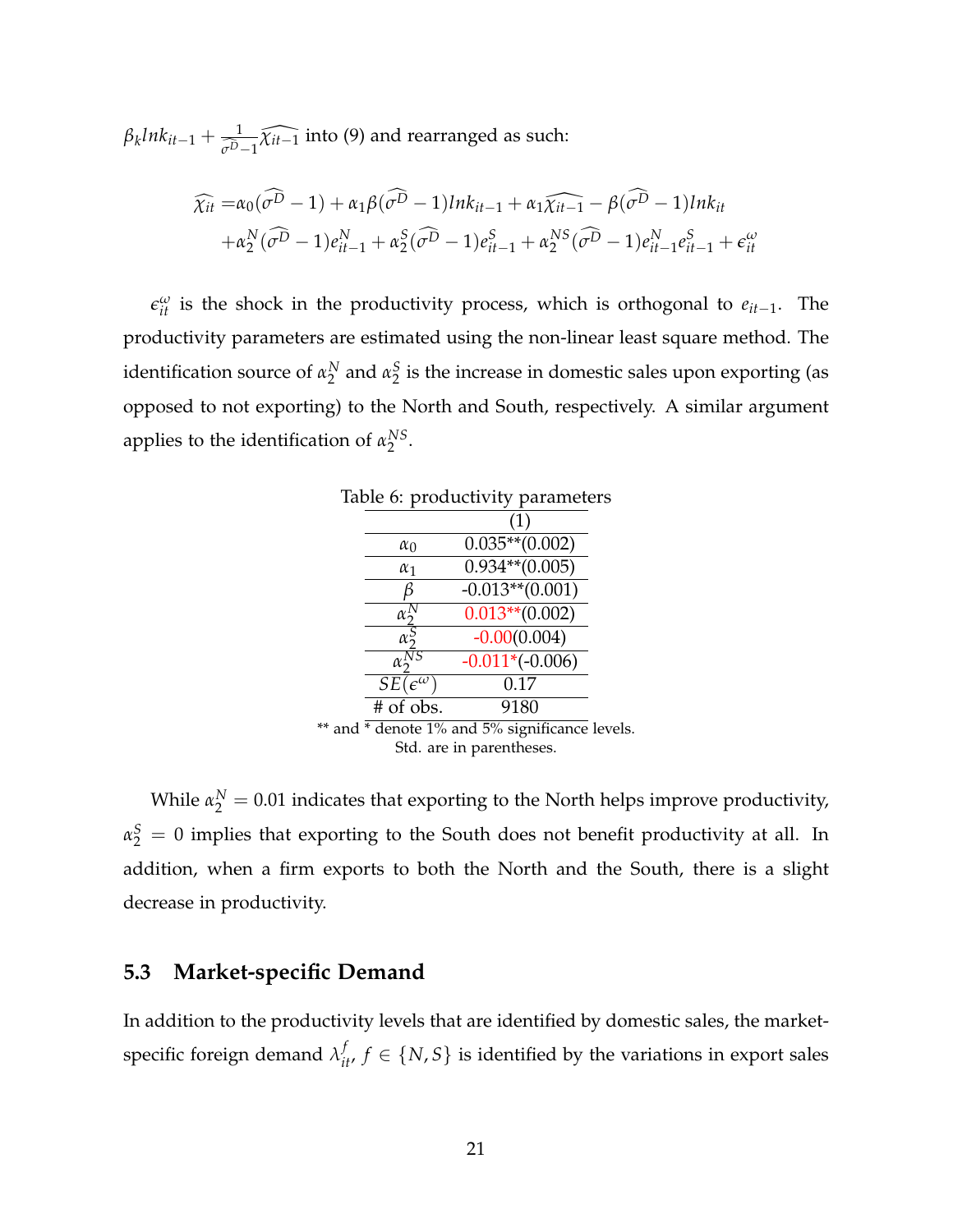$\beta_k lnk_{it-1} + \frac{1}{\widehat{\sigma^D}-1}\widehat{\chi_{it-1}}$ into (9) and rearranged as such:

$$
\begin{aligned}
\widehat{\chi_{it}} =& \alpha_0(\widehat{\sigma^D}-1) + \alpha_1\beta(\widehat{\sigma^D}-1)lnk_{it-1} + \alpha_1\widehat{\chi_{it-1}} - \beta(\widehat{\sigma^D}-1)lnk_{it} \\
&+ \alpha_2^N(\widehat{\sigma^D}-1)e_{it-1}^N + \alpha_2^S(\widehat{\sigma^D}-1)e_{it-1}^S + \alpha_2^{NS}(\widehat{\sigma^D}-1)e_{it-1}^N e_{it-1}^S + \epsilon_{it}^{\omega}
\end{aligned}
$$

$\epsilon_{it}^{\omega}$ is the shock in the productivity process, which is orthogonal to $e_{it-1}$. The productivity parameters are estimated using the non-linear least square method. The identification source of $\alpha_2^N$ and $\alpha_2^S$ is the increase in domestic sales upon exporting (as opposed to not exporting) to the North and South, respectively. A similar argument applies to the identification of $\alpha_2^{NS}$.

Table 6: productivity parameters

| | (1) |
|---|---|
| $\alpha_0$ | 0.035**(0.002) |
| $\alpha_1$ | 0.934**(0.005) |
| $\beta$ | -0.013**(0.001) |
| $\alpha_2^N$ | 0.013**(0.002) |
| $\alpha_2^S$ | -0.00(0.004) |
| $\alpha_2^{NS}$ | -0.011*(-0.006) |
| $SE(\epsilon^{\omega})$ | 0.17 |
| # of obs. | 9180 |

** and * denote 1% and 5% significance levels.
Std. are in parentheses.

While $\alpha_2^N = 0.01$ indicates that exporting to the North helps improve productivity, $\alpha_2^S = 0$ implies that exporting to the South does not benefit productivity at all. In addition, when a firm exports to both the North and the South, there is a slight decrease in productivity.

### 5.3 Market-specific Demand

In addition to the productivity levels that are identified by domestic sales, the market-specific foreign demand $\lambda_{it}^f$, $f \in \{N, S\}$ is identified by the variations in export sales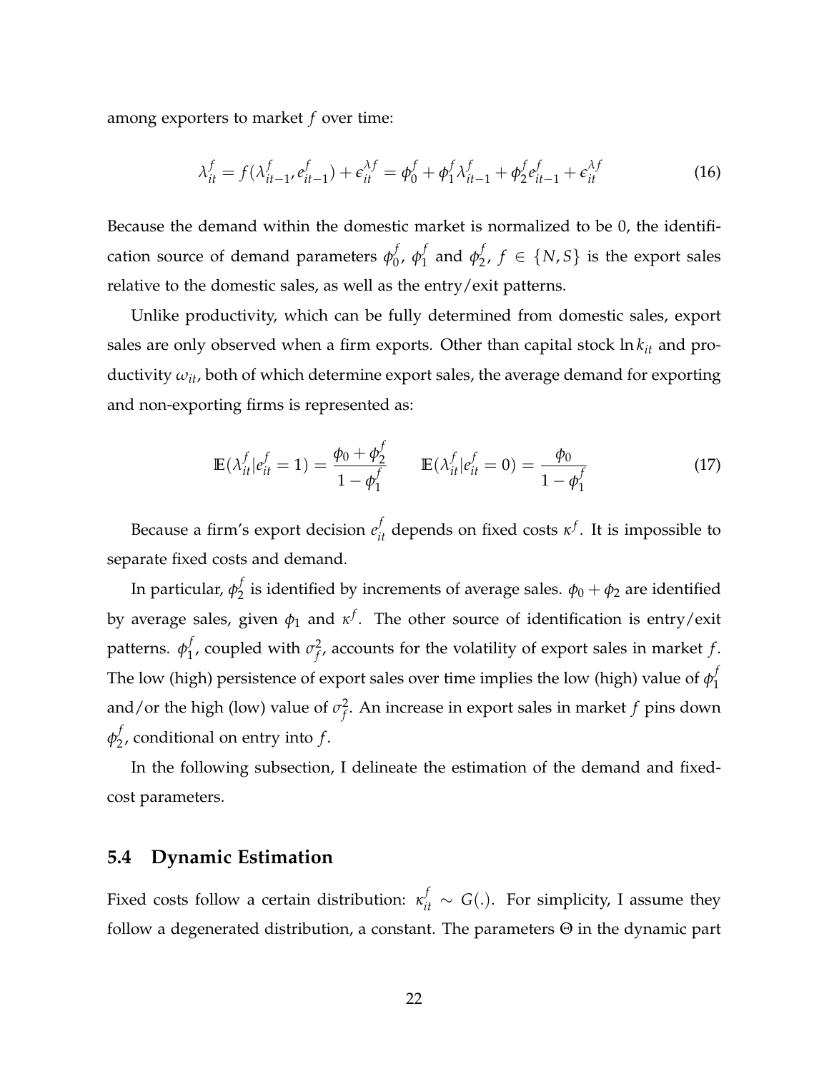among exporters to market $f$ over time:

$$\lambda_{it}^{f} = f(\lambda_{it-1}^{f}, e_{it-1}^{f}) + \epsilon_{it}^{\lambda f} = \phi_0^f + \phi_1^f \lambda_{it-1}^{f} + \phi_2^f e_{it-1}^{f} + \epsilon_{it}^{\lambda f} \tag{16}$$

Because the demand within the domestic market is normalized to be 0, the identification source of demand parameters $\phi_0^f$, $\phi_1^f$ and $\phi_2^f$, $f \in \{N, S\}$ is the export sales relative to the domestic sales, as well as the entry/exit patterns.

Unlike productivity, which can be fully determined from domestic sales, export sales are only observed when a firm exports. Other than capital stock $\ln k_{it}$ and productivity $\omega_{it}$, both of which determine export sales, the average demand for exporting and non-exporting firms is represented as:

$$\mathbb{E}(\lambda_{it}^{f} | e_{it}^{f} = 1) = \frac{\phi_0 + \phi_2^f}{1 - \phi_1^f} \qquad \mathbb{E}(\lambda_{it}^{f} | e_{it}^{f} = 0) = \frac{\phi_0}{1 - \phi_1^f} \tag{17}$$

Because a firm's export decision $e_{it}^{f}$ depends on fixed costs $\kappa^f$. It is impossible to separate fixed costs and demand.

In particular, $\phi_2^f$ is identified by increments of average sales. $\phi_0 + \phi_2$ are identified by average sales, given $\phi_1$ and $\kappa^f$. The other source of identification is entry/exit patterns. $\phi_1^f$, coupled with $\sigma_f^2$, accounts for the volatility of export sales in market $f$. The low (high) persistence of export sales over time implies the low (high) value of $\phi_1^f$ and/or the high (low) value of $\sigma_f^2$. An increase in export sales in market $f$ pins down $\phi_2^f$, conditional on entry into $f$.

In the following subsection, I delineate the estimation of the demand and fixed-cost parameters.

## 5.4 Dynamic Estimation

Fixed costs follow a certain distribution: $\kappa_{it}^{f} \sim G(.)$. For simplicity, I assume they follow a degenerated distribution, a constant. The parameters $\Theta$ in the dynamic part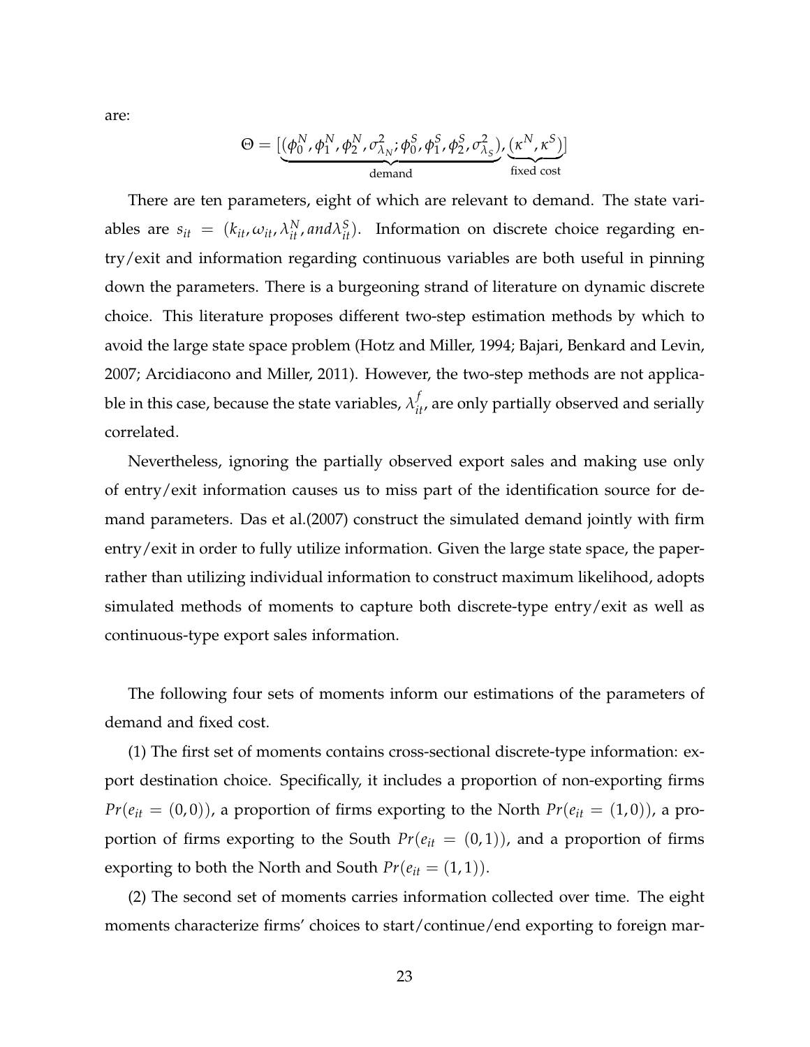are:

$$\Theta = [\underbrace{(\phi_0^N, \phi_1^N, \phi_2^N, \sigma^2_{\lambda_N}; \phi_0^S, \phi_1^S, \phi_2^S, \sigma^2_{\lambda_S})}_{\text{demand}}, \underbrace{(\kappa^N, \kappa^S)}_{\text{fixed cost}}]$$

There are ten parameters, eight of which are relevant to demand. The state variables are $s_{it} = (k_{it}, \omega_{it}, \lambda_{it}^N, and \lambda_{it}^S)$. Information on discrete choice regarding entry/exit and information regarding continuous variables are both useful in pinning down the parameters. There is a burgeoning strand of literature on dynamic discrete choice. This literature proposes different two-step estimation methods by which to avoid the large state space problem (Hotz and Miller, 1994; Bajari, Benkard and Levin, 2007; Arcidiacono and Miller, 2011). However, the two-step methods are not applicable in this case, because the state variables, $\lambda_{it}^f$, are only partially observed and serially correlated.

Nevertheless, ignoring the partially observed export sales and making use only of entry/exit information causes us to miss part of the identification source for demand parameters. Das et al.(2007) construct the simulated demand jointly with firm entry/exit in order to fully utilize information. Given the large state space, the paper-rather than utilizing individual information to construct maximum likelihood, adopts simulated methods of moments to capture both discrete-type entry/exit as well as continuous-type export sales information.

The following four sets of moments inform our estimations of the parameters of demand and fixed cost.

(1) The first set of moments contains cross-sectional discrete-type information: export destination choice. Specifically, it includes a proportion of non-exporting firms $Pr(e_{it} = (0,0))$, a proportion of firms exporting to the North $Pr(e_{it} = (1,0))$, a proportion of firms exporting to the South $Pr(e_{it} = (0,1))$, and a proportion of firms exporting to both the North and South $Pr(e_{it} = (1,1))$.

(2) The second set of moments carries information collected over time. The eight moments characterize firms' choices to start/continue/end exporting to foreign mar-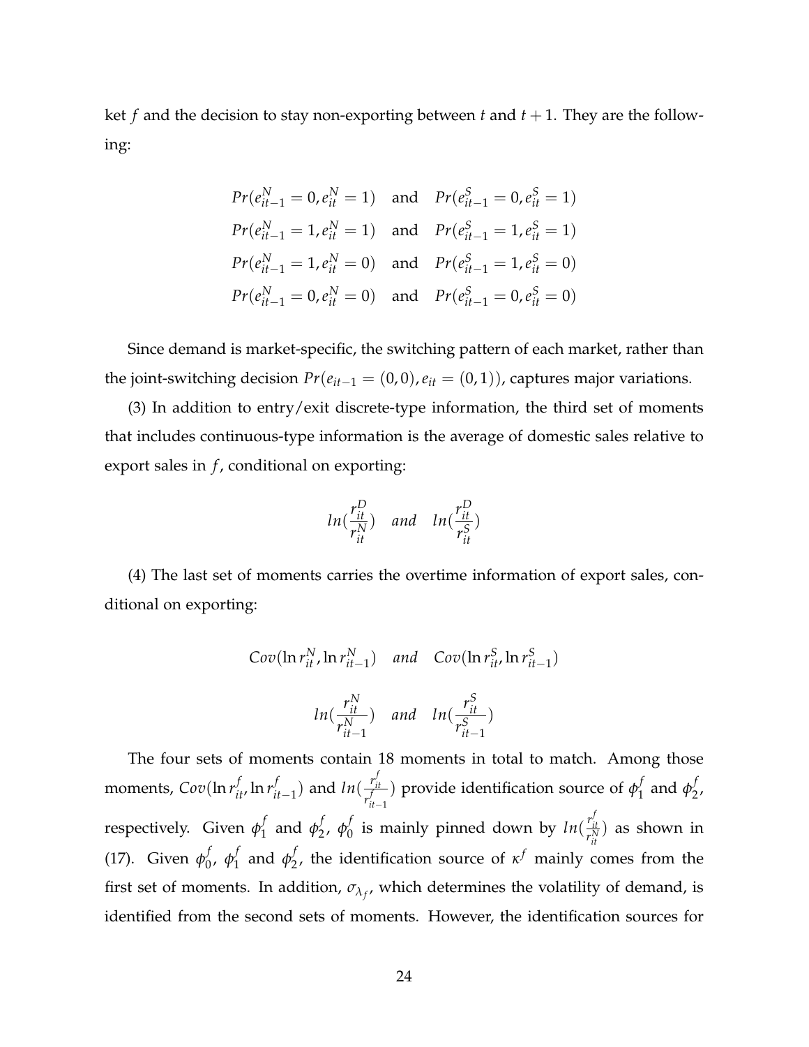ket $f$ and the decision to stay non-exporting between $t$ and $t+1$. They are the following:

$$
\begin{aligned}
&Pr(e^N_{it-1}=0, e^N_{it}=1) \quad \text{and} \quad Pr(e^S_{it-1}=0, e^S_{it}=1) \\
&Pr(e^N_{it-1}=1, e^N_{it}=1) \quad \text{and} \quad Pr(e^S_{it-1}=1, e^S_{it}=1) \\
&Pr(e^N_{it-1}=1, e^N_{it}=0) \quad \text{and} \quad Pr(e^S_{it-1}=1, e^S_{it}=0) \\
&Pr(e^N_{it-1}=0, e^N_{it}=0) \quad \text{and} \quad Pr(e^S_{it-1}=0, e^S_{it}=0)
\end{aligned}
$$

Since demand is market-specific, the switching pattern of each market, rather than the joint-switching decision $Pr(e_{it-1}=(0,0), e_{it}=(0,1))$, captures major variations.

(3) In addition to entry/exit discrete-type information, the third set of moments that includes continuous-type information is the average of domestic sales relative to export sales in $f$, conditional on exporting:

$$
ln(\frac{r^D_{it}}{r^N_{it}}) \quad and \quad ln(\frac{r^D_{it}}{r^S_{it}})
$$

(4) The last set of moments carries the overtime information of export sales, conditional on exporting:

$$
Cov(\ln r^N_{it}, \ln r^N_{it-1}) \quad and \quad Cov(\ln r^S_{it}, \ln r^S_{it-1})
$$

$$
ln(\frac{r^N_{it}}{r^N_{it-1}}) \quad and \quad ln(\frac{r^S_{it}}{r^S_{it-1}})
$$

The four sets of moments contain 18 moments in total to match. Among those moments, $Cov(\ln r^f_{it}, \ln r^f_{it-1})$ and $ln(\frac{r^f_{it}}{r^f_{it-1}})$ provide identification source of $\phi^f_1$ and $\phi^f_2$, respectively. Given $\phi^f_1$ and $\phi^f_2$, $\phi^f_0$ is mainly pinned down by $ln(\frac{r^f_{it}}{r^N_{it}})$ as shown in (17). Given $\phi^f_0$, $\phi^f_1$ and $\phi^f_2$, the identification source of $\kappa^f$ mainly comes from the first set of moments. In addition, $\sigma_{\lambda_f}$, which determines the volatility of demand, is identified from the second sets of moments. However, the identification sources for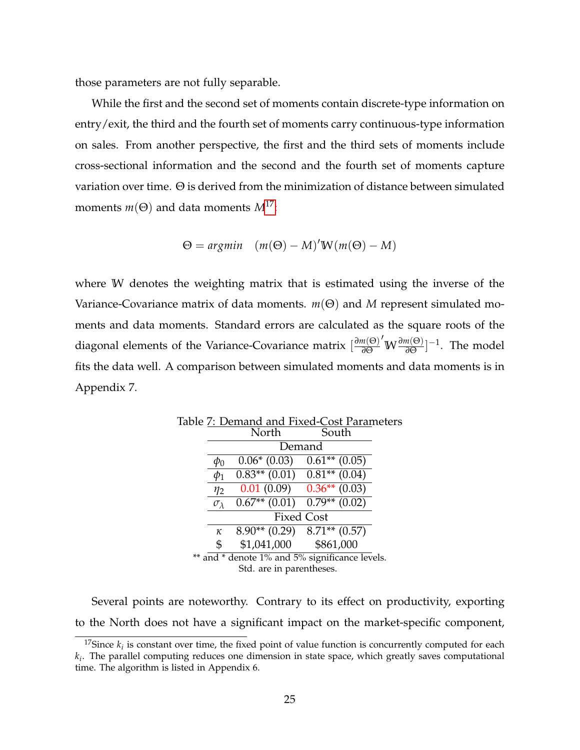those parameters are not fully separable.

While the first and the second set of moments contain discrete-type information on entry/exit, the third and the fourth set of moments carry continuous-type information on sales. From another perspective, the first and the third sets of moments include cross-sectional information and the second and the fourth set of moments capture variation over time. $\Theta$ is derived from the minimization of distance between simulated moments $m(\Theta)$ and data moments $M$[17]:

$$\Theta = argmin \quad (m(\Theta) - M)' \mathbb{W} (m(\Theta) - M)$$

where $\mathbb{W}$ denotes the weighting matrix that is estimated using the inverse of the Variance-Covariance matrix of data moments. $m(\Theta)$ and $M$ represent simulated moments and data moments. Standard errors are calculated as the square roots of the diagonal elements of the Variance-Covariance matrix $[\frac{\partial m(\Theta)}{\partial \Theta}' \mathbb{W} \frac{\partial m(\Theta)}{\partial \Theta}]^{-1}$. The model fits the data well. A comparison between simulated moments and data moments is in Appendix 7.

Table 7: Demand and Fixed-Cost Parameters

| | North | South |
|---|---|---|
| | Demand | |
| $\phi_0$ | 0.06* (0.03) | 0.61** (0.05) |
| $\phi_1$ | 0.83** (0.01) | 0.81** (0.04) |
| $\eta_2$ | 0.01 (0.09) | 0.36** (0.03) |
| $\sigma_\lambda$ | 0.67** (0.01) | 0.79** (0.02) |
| | Fixed Cost | |
| $\kappa$ | 8.90** (0.29) | 8.71** (0.57) |
| $ | $1,041,000 | $861,000 |

** and * denote 1% and 5% significance levels.
Std. are in parentheses.

Several points are noteworthy. Contrary to its effect on productivity, exporting to the North does not have a significant impact on the market-specific component,

[17] Since $k_i$ is constant over time, the fixed point of value function is concurrently computed for each $k_i$. The parallel computing reduces one dimension in state space, which greatly saves computational time. The algorithm is listed in Appendix 6.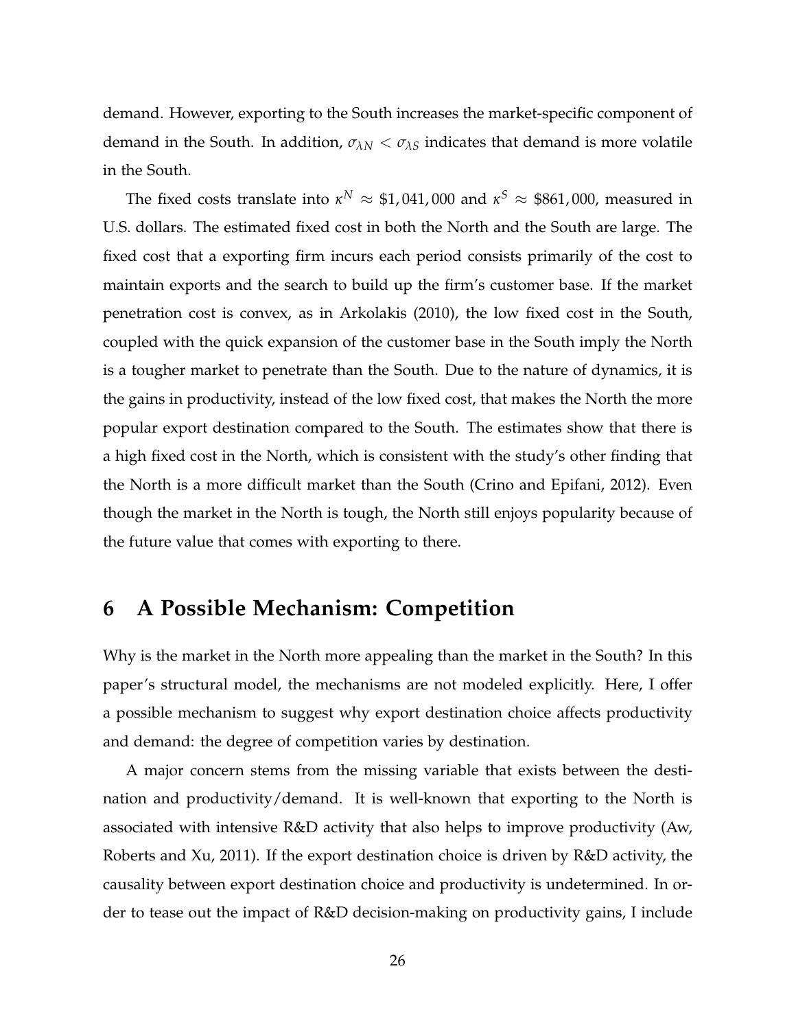demand. However, exporting to the South increases the market-specific component of demand in the South. In addition, $\sigma_{\lambda N} < \sigma_{\lambda S}$ indicates that demand is more volatile in the South.

The fixed costs translate into $\kappa^N \approx \$1,041,000$ and $\kappa^S \approx \$861,000$, measured in U.S. dollars. The estimated fixed cost in both the North and the South are large. The fixed cost that a exporting firm incurs each period consists primarily of the cost to maintain exports and the search to build up the firm's customer base. If the market penetration cost is convex, as in Arkolakis (2010), the low fixed cost in the South, coupled with the quick expansion of the customer base in the South imply the North is a tougher market to penetrate than the South. Due to the nature of dynamics, it is the gains in productivity, instead of the low fixed cost, that makes the North the more popular export destination compared to the South. The estimates show that there is a high fixed cost in the North, which is consistent with the study's other finding that the North is a more difficult market than the South (Crino and Epifani, 2012). Even though the market in the North is tough, the North still enjoys popularity because of the future value that comes with exporting to there.

## 6 A Possible Mechanism: Competition

Why is the market in the North more appealing than the market in the South? In this paper's structural model, the mechanisms are not modeled explicitly. Here, I offer a possible mechanism to suggest why export destination choice affects productivity and demand: the degree of competition varies by destination.

A major concern stems from the missing variable that exists between the destination and productivity/demand. It is well-known that exporting to the North is associated with intensive R&D activity that also helps to improve productivity (Aw, Roberts and Xu, 2011). If the export destination choice is driven by R&D activity, the causality between export destination choice and productivity is undetermined. In order to tease out the impact of R&D decision-making on productivity gains, I include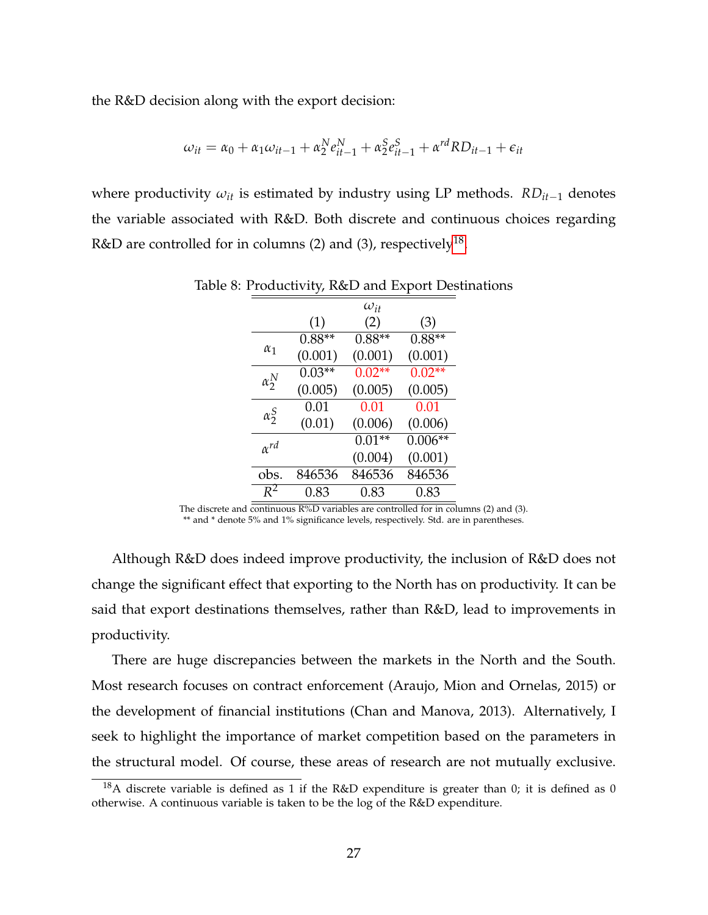the R&D decision along with the export decision:

$$\omega_{it} = \alpha_0 + \alpha_1 \omega_{it-1} + \alpha_2^N e_{it-1}^N + \alpha_2^S e_{it-1}^S + \alpha^{rd} RD_{it-1} + \epsilon_{it}$$

where productivity $\omega_{it}$ is estimated by industry using LP methods. $RD_{it-1}$ denotes the variable associated with R&D. Both discrete and continuous choices regarding R&D are controlled for in columns (2) and (3), respectively[18].

Table 8: Productivity, R&D and Export Destinations

| | $\omega_{it}$ | | |
|---|---|---|---|
| | (1) | (2) | (3) |
| $\alpha_1$ | 0.88** | 0.88** | 0.88** |
| | (0.001) | (0.001) | (0.001) |
| $\alpha_2^N$ | 0.03** | 0.02** | 0.02** |
| | (0.005) | (0.005) | (0.005) |
| $\alpha_2^S$ | 0.01 | 0.01 | 0.01 |
| | (0.01) | (0.006) | (0.006) |
| $\alpha^{rd}$ | | 0.01** | 0.006** |
| | | (0.004) | (0.001) |
| obs. | 846536 | 846536 | 846536 |
| $R^2$ | 0.83 | 0.83 | 0.83 |

The discrete and continuous R%D variables are controlled for in columns (2) and (3).
** and * denote 5% and 1% significance levels, respectively. Std. are in parentheses.

Although R&D does indeed improve productivity, the inclusion of R&D does not change the significant effect that exporting to the North has on productivity. It can be said that export destinations themselves, rather than R&D, lead to improvements in productivity.

There are huge discrepancies between the markets in the North and the South. Most research focuses on contract enforcement (Araujo, Mion and Ornelas, 2015) or the development of financial institutions (Chan and Manova, 2013). Alternatively, I seek to highlight the importance of market competition based on the parameters in the structural model. Of course, these areas of research are not mutually exclusive.

[18] A discrete variable is defined as 1 if the R&D expenditure is greater than 0; it is defined as 0 otherwise. A continuous variable is taken to be the log of the R&D expenditure.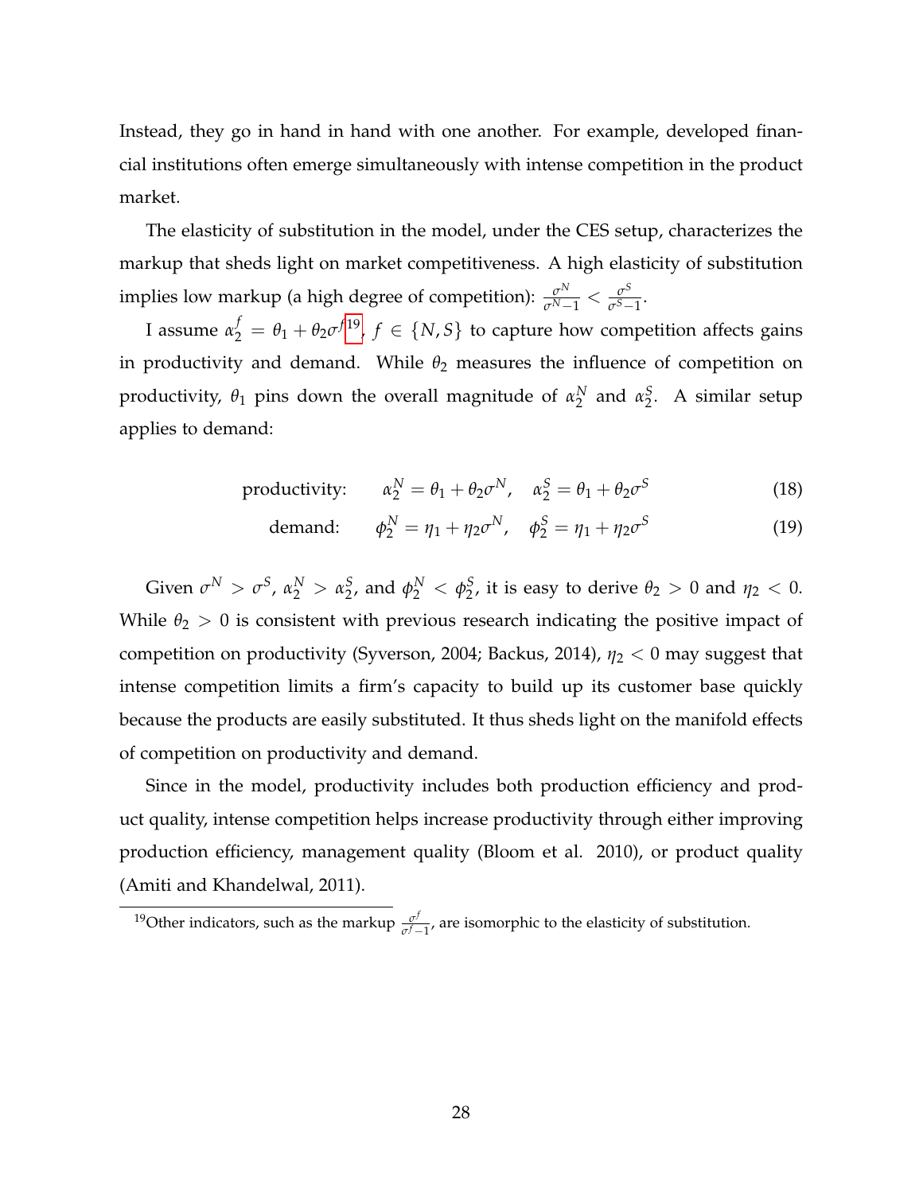Instead, they go in hand in hand with one another. For example, developed financial institutions often emerge simultaneously with intense competition in the product market.

The elasticity of substitution in the model, under the CES setup, characterizes the markup that sheds light on market competitiveness. A high elasticity of substitution implies low markup (a high degree of competition): $\frac{\sigma^N}{\sigma^N - 1} < \frac{\sigma^S}{\sigma^S - 1}$.

I assume $\alpha_2^f = \theta_1 + \theta_2 \sigma^f$[19], $f \in \{N, S\}$ to capture how competition affects gains in productivity and demand. While $\theta_2$ measures the influence of competition on productivity, $\theta_1$ pins down the overall magnitude of $\alpha_2^N$ and $\alpha_2^S$. A similar setup applies to demand:

$$\text{productivity:} \qquad \alpha_2^N = \theta_1 + \theta_2 \sigma^N, \quad \alpha_2^S = \theta_1 + \theta_2 \sigma^S \tag{18}$$

$$\text{demand:} \qquad \phi_2^N = \eta_1 + \eta_2 \sigma^N, \quad \phi_2^S = \eta_1 + \eta_2 \sigma^S \tag{19}$$

Given $\sigma^N > \sigma^S$, $\alpha_2^N > \alpha_2^S$, and $\phi_2^N < \phi_2^S$, it is easy to derive $\theta_2 > 0$ and $\eta_2 < 0$. While $\theta_2 > 0$ is consistent with previous research indicating the positive impact of competition on productivity (Syverson, 2004; Backus, 2014), $\eta_2 < 0$ may suggest that intense competition limits a firm's capacity to build up its customer base quickly because the products are easily substituted. It thus sheds light on the manifold effects of competition on productivity and demand.

Since in the model, productivity includes both production efficiency and product quality, intense competition helps increase productivity through either improving production efficiency, management quality (Bloom et al. 2010), or product quality (Amiti and Khandelwal, 2011).

[19] Other indicators, such as the markup $\frac{\sigma^f}{\sigma^f - 1}$, are isomorphic to the elasticity of substitution.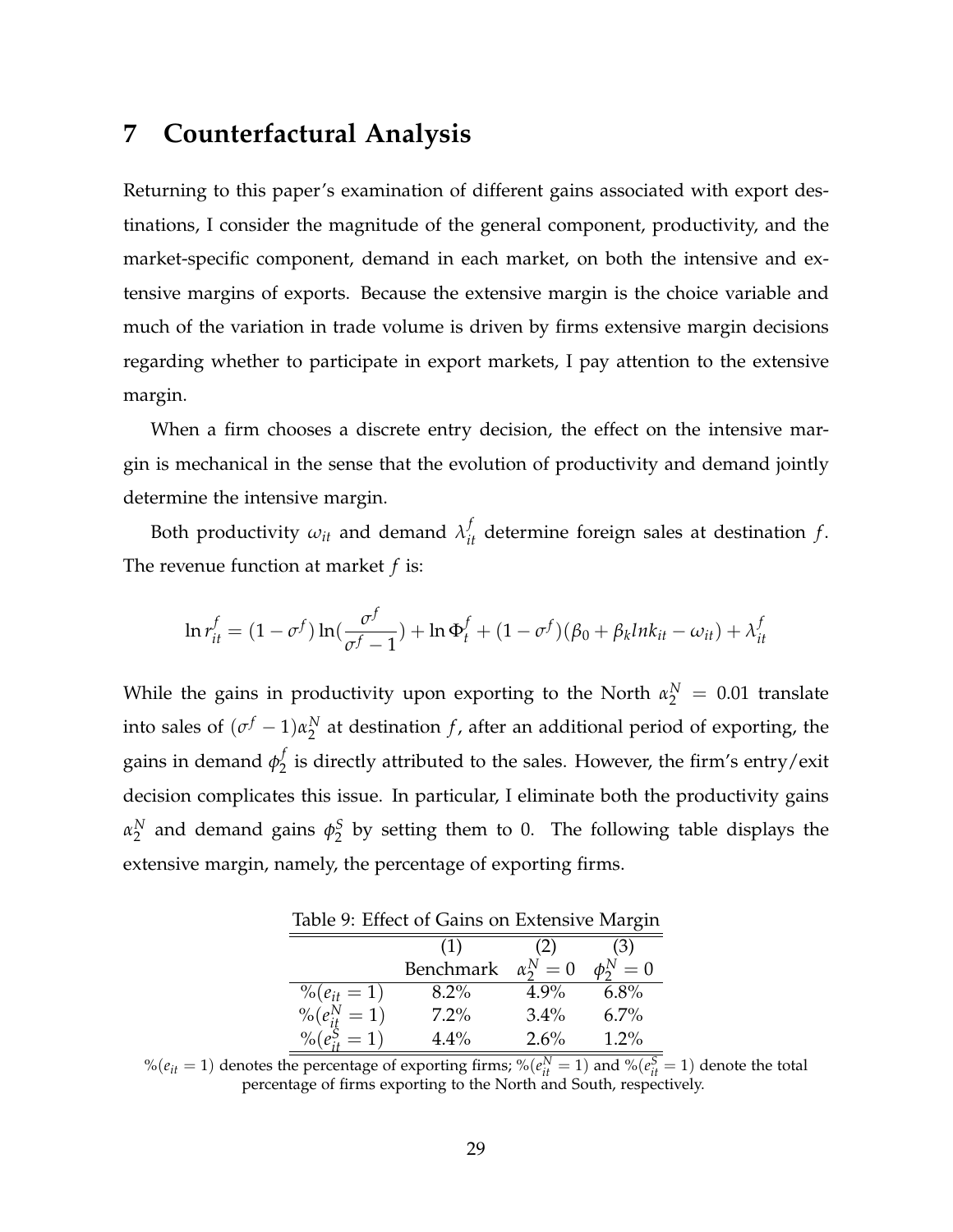# 7 Counterfactural Analysis

Returning to this paper's examination of different gains associated with export destinations, I consider the magnitude of the general component, productivity, and the market-specific component, demand in each market, on both the intensive and extensive margins of exports. Because the extensive margin is the choice variable and much of the variation in trade volume is driven by firms extensive margin decisions regarding whether to participate in export markets, I pay attention to the extensive margin.

When a firm chooses a discrete entry decision, the effect on the intensive margin is mechanical in the sense that the evolution of productivity and demand jointly determine the intensive margin.

Both productivity $\omega_{it}$ and demand $\lambda_{it}^f$ determine foreign sales at destination $f$. The revenue function at market $f$ is:

$$\ln r_{it}^f = (1-\sigma^f)\ln(\frac{\sigma^f}{\sigma^f - 1}) + \ln \Phi_t^f + (1-\sigma^f)(\beta_0 + \beta_k lnk_{it} - \omega_{it}) + \lambda_{it}^f$$

While the gains in productivity upon exporting to the North $\alpha_2^N = 0.01$ translate into sales of $(\sigma^f - 1)\alpha_2^N$ at destination $f$, after an additional period of exporting, the gains in demand $\phi_2^f$ is directly attributed to the sales. However, the firm's entry/exit decision complicates this issue. In particular, I eliminate both the productivity gains $\alpha_2^N$ and demand gains $\phi_2^S$ by setting them to 0. The following table displays the extensive margin, namely, the percentage of exporting firms.

Table 9: Effect of Gains on Extensive Margin

| | (1) | (2) | (3) |
|---|---|---|---|
| | Benchmark | $\alpha_2^N = 0$ | $\phi_2^N = 0$ |
| $\%(e_{it} = 1)$ | 8.2% | 4.9% | 6.8% |
| $\%(e_{it}^N = 1)$ | 7.2% | 3.4% | 6.7% |
| $\%(e_{it}^S = 1)$ | 4.4% | 2.6% | 1.2% |

$\%(e_{it} = 1)$ denotes the percentage of exporting firms; $\%(e_{it}^N = 1)$ and $\%(e_{it}^S = 1)$ denote the total percentage of firms exporting to the North and South, respectively.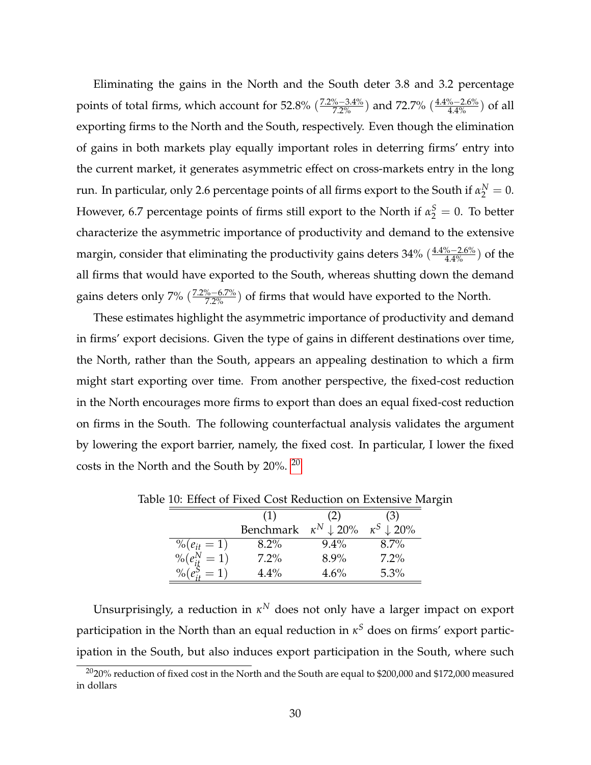Eliminating the gains in the North and the South deter 3.8 and 3.2 percentage points of total firms, which account for 52.8% ($\frac{7.2\%-3.4\%}{7.2\%}$) and 72.7% ($\frac{4.4\%-2.6\%}{4.4\%}$) of all exporting firms to the North and the South, respectively. Even though the elimination of gains in both markets play equally important roles in deterring firms' entry into the current market, it generates asymmetric effect on cross-markets entry in the long run. In particular, only 2.6 percentage points of all firms export to the South if $\alpha_2^N = 0$. However, 6.7 percentage points of firms still export to the North if $\alpha_2^S = 0$. To better characterize the asymmetric importance of productivity and demand to the extensive margin, consider that eliminating the productivity gains deters 34% ($\frac{4.4\%-2.6\%}{4.4\%}$) of the all firms that would have exported to the South, whereas shutting down the demand gains deters only 7% ($\frac{7.2\%-6.7\%}{7.2\%}$) of firms that would have exported to the North.

These estimates highlight the asymmetric importance of productivity and demand in firms' export decisions. Given the type of gains in different destinations over time, the North, rather than the South, appears an appealing destination to which a firm might start exporting over time. From another perspective, the fixed-cost reduction in the North encourages more firms to export than does an equal fixed-cost reduction on firms in the South. The following counterfactual analysis validates the argument by lowering the export barrier, namely, the fixed cost. In particular, I lower the fixed costs in the North and the South by 20%. [20]

Table 10: Effect of Fixed Cost Reduction on Extensive Margin

| | (1) Benchmark | (2) $\kappa^N \downarrow 20\%$ | (3) $\kappa^S \downarrow 20\%$ |
|---|---|---|---|
| $\%(e_{it} = 1)$ | 8.2% | 9.4% | 8.7% |
| $\%(e_{it}^N = 1)$ | 7.2% | 8.9% | 7.2% |
| $\%(e_{it}^S = 1)$ | 4.4% | 4.6% | 5.3% |

Unsurprisingly, a reduction in $\kappa^N$ does not only have a larger impact on export participation in the North than an equal reduction in $\kappa^S$ does on firms' export participation in the South, but also induces export participation in the South, where such

[20] 20% reduction of fixed cost in the North and the South are equal to \$200,000 and \$172,000 measured in dollars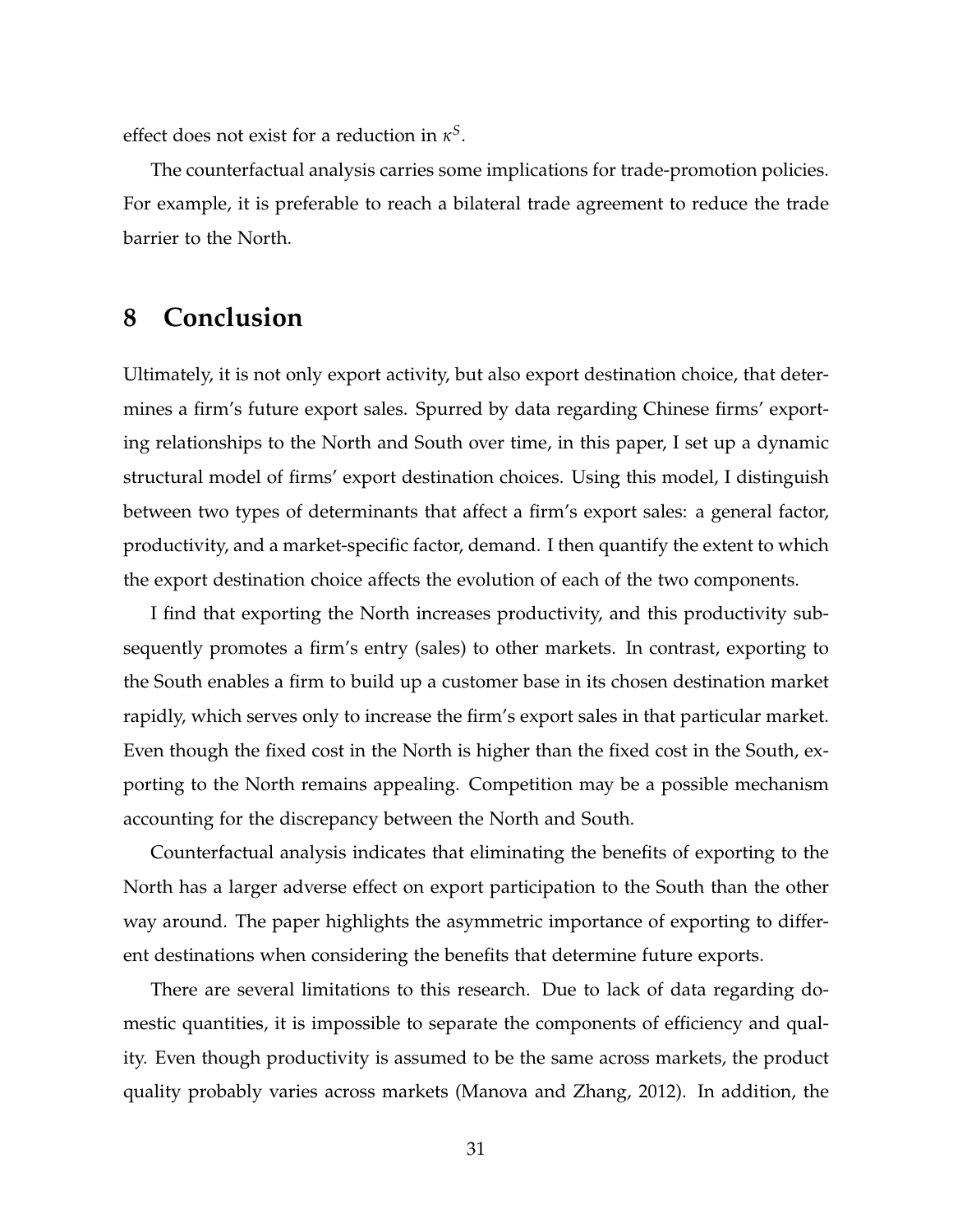effect does not exist for a reduction in $\kappa^S$.

The counterfactual analysis carries some implications for trade-promotion policies. For example, it is preferable to reach a bilateral trade agreement to reduce the trade barrier to the North.

# 8 Conclusion

Ultimately, it is not only export activity, but also export destination choice, that determines a firm's future export sales. Spurred by data regarding Chinese firms' exporting relationships to the North and South over time, in this paper, I set up a dynamic structural model of firms' export destination choices. Using this model, I distinguish between two types of determinants that affect a firm's export sales: a general factor, productivity, and a market-specific factor, demand. I then quantify the extent to which the export destination choice affects the evolution of each of the two components.

I find that exporting the North increases productivity, and this productivity subsequently promotes a firm's entry (sales) to other markets. In contrast, exporting to the South enables a firm to build up a customer base in its chosen destination market rapidly, which serves only to increase the firm's export sales in that particular market. Even though the fixed cost in the North is higher than the fixed cost in the South, exporting to the North remains appealing. Competition may be a possible mechanism accounting for the discrepancy between the North and South.

Counterfactual analysis indicates that eliminating the benefits of exporting to the North has a larger adverse effect on export participation to the South than the other way around. The paper highlights the asymmetric importance of exporting to different destinations when considering the benefits that determine future exports.

There are several limitations to this research. Due to lack of data regarding domestic quantities, it is impossible to separate the components of efficiency and quality. Even though productivity is assumed to be the same across markets, the product quality probably varies across markets (Manova and Zhang, 2012). In addition, the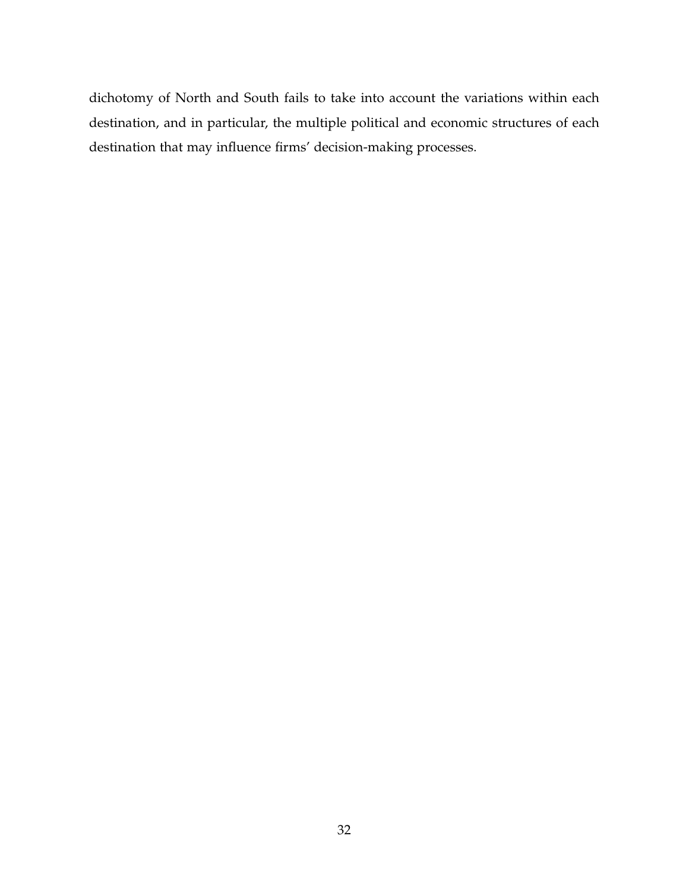dichotomy of North and South fails to take into account the variations within each destination, and in particular, the multiple political and economic structures of each destination that may influence firms' decision-making processes.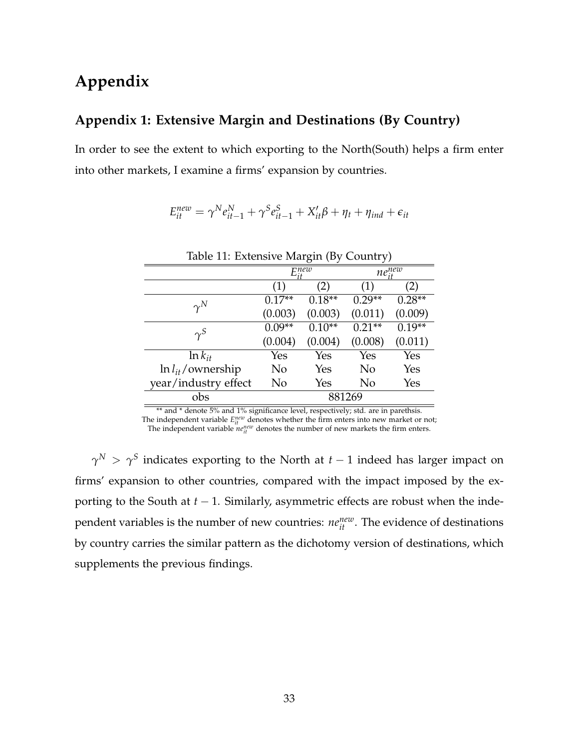# Appendix

## Appendix 1: Extensive Margin and Destinations (By Country)

In order to see the extent to which exporting to the North(South) helps a firm enter into other markets, I examine a firms' expansion by countries.

$$E_{it}^{new} = \gamma^N e_{it-1}^N + \gamma^S e_{it-1}^S + X_{it}'\beta + \eta_t + \eta_{ind} + \epsilon_{it}$$

Table 11: Extensive Margin (By Country)

| | $E_{it}^{new}$ | | $ne_{it}^{new}$ | |
|---|---|---|---|---|
| | (1) | (2) | (1) | (2) |
| $\gamma^N$ | 0.17** | 0.18** | 0.29** | 0.28** |
| | (0.003) | (0.003) | (0.011) | (0.009) |
| $\gamma^S$ | 0.09** | 0.10** | 0.21** | 0.19** |
| | (0.004) | (0.004) | (0.008) | (0.011) |
| $\ln k_{it}$ | Yes | Yes | Yes | Yes |
| $\ln l_{it}$/ownership | No | Yes | No | Yes |
| year/industry effect | No | Yes | No | Yes |
| obs | 881269 | | | |

** and * denote 5% and 1% significance level, respectively; std. are in parethsis.
The independent variable $E_{it}^{new}$ denotes whether the firm enters into new market or not;
The independent variable $ne_{it}^{new}$ denotes the number of new markets the firm enters.

$\gamma^N > \gamma^S$ indicates exporting to the North at $t-1$ indeed has larger impact on firms' expansion to other countries, compared with the impact imposed by the exporting to the South at $t-1$. Similarly, asymmetric effects are robust when the independent variables is the number of new countries: $ne_{it}^{new}$. The evidence of destinations by country carries the similar pattern as the dichotomy version of destinations, which supplements the previous findings.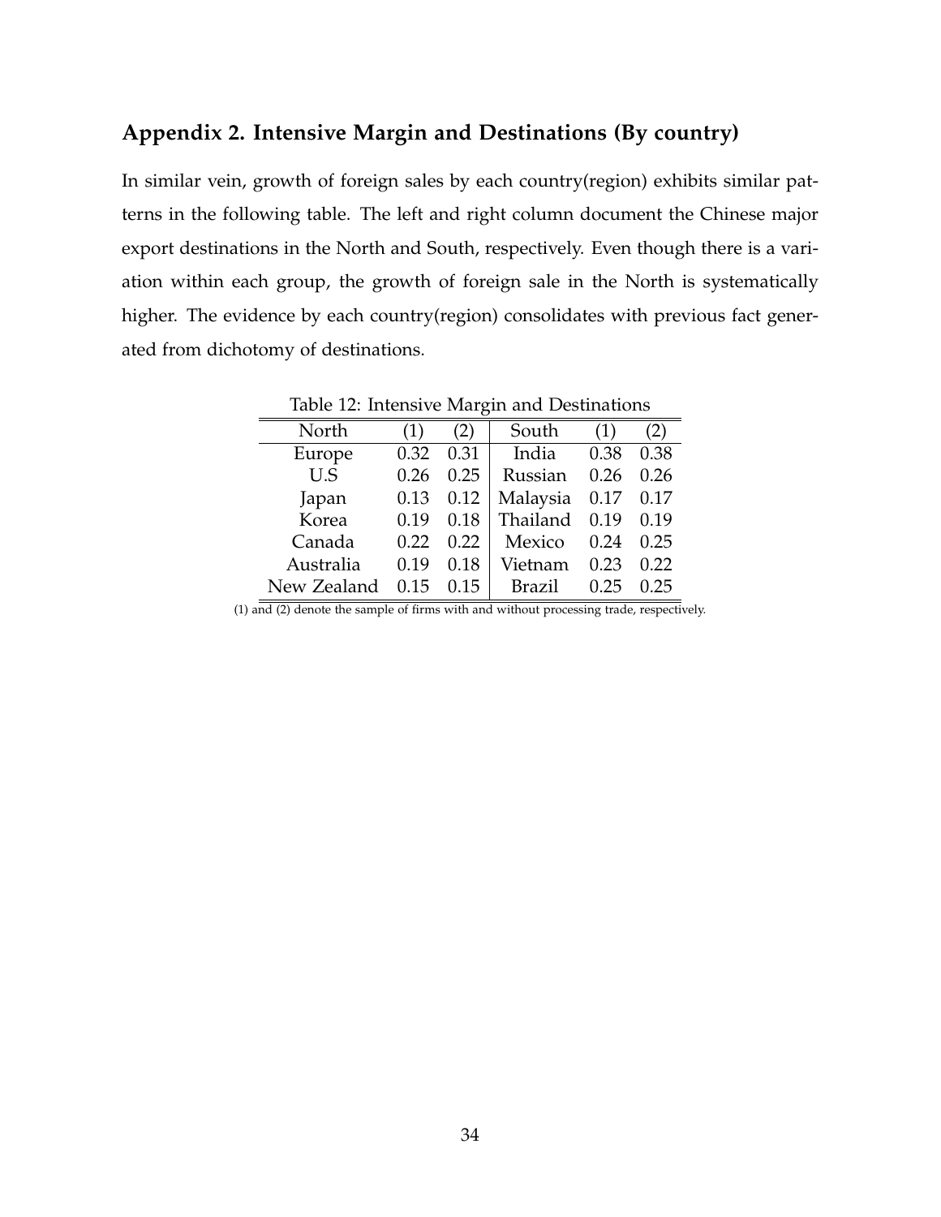## Appendix 2. Intensive Margin and Destinations (By country)

In similar vein, growth of foreign sales by each country(region) exhibits similar patterns in the following table. The left and right column document the Chinese major export destinations in the North and South, respectively. Even though there is a variation within each group, the growth of foreign sale in the North is systematically higher. The evidence by each country(region) consolidates with previous fact generated from dichotomy of destinations.

Table 12: Intensive Margin and Destinations

| North | (1) | (2) | South | (1) | (2) |
|---|---|---|---|---|---|
| Europe | 0.32 | 0.31 | India | 0.38 | 0.38 |
| U.S | 0.26 | 0.25 | Russian | 0.26 | 0.26 |
| Japan | 0.13 | 0.12 | Malaysia | 0.17 | 0.17 |
| Korea | 0.19 | 0.18 | Thailand | 0.19 | 0.19 |
| Canada | 0.22 | 0.22 | Mexico | 0.24 | 0.25 |
| Australia | 0.19 | 0.18 | Vietnam | 0.23 | 0.22 |
| New Zealand | 0.15 | 0.15 | Brazil | 0.25 | 0.25 |

(1) and (2) denote the sample of firms with and without processing trade, respectively.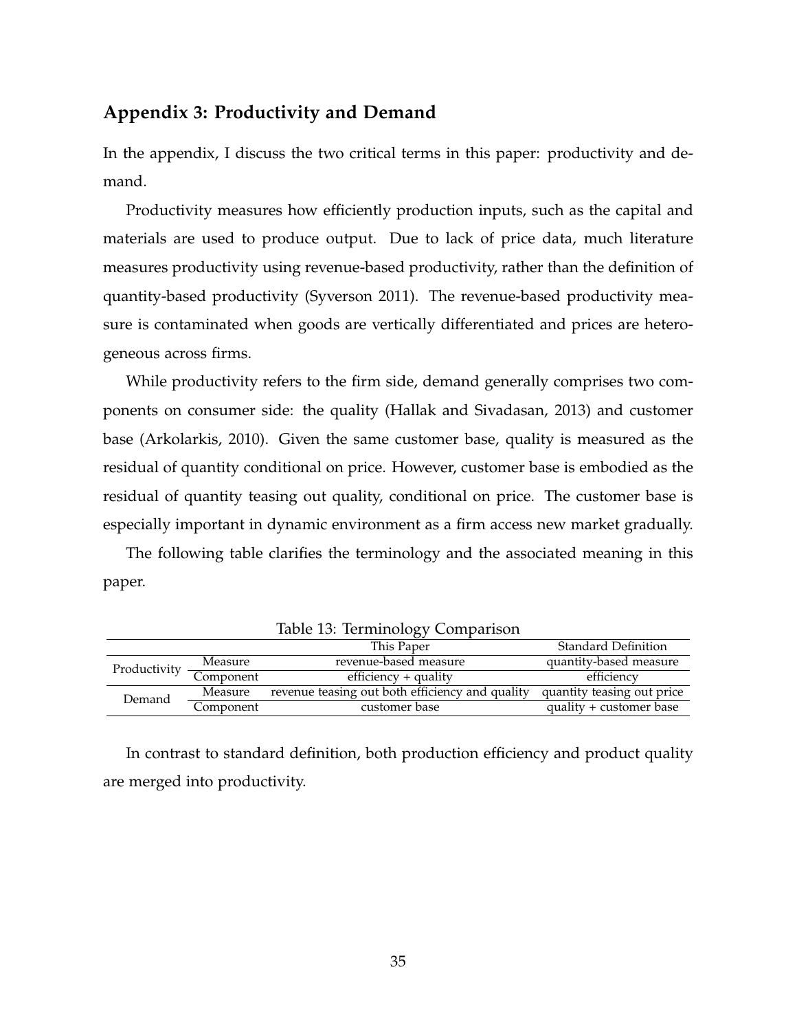## Appendix 3: Productivity and Demand

In the appendix, I discuss the two critical terms in this paper: productivity and demand.

Productivity measures how efficiently production inputs, such as the capital and materials are used to produce output. Due to lack of price data, much literature measures productivity using revenue-based productivity, rather than the definition of quantity-based productivity (Syverson 2011). The revenue-based productivity measure is contaminated when goods are vertically differentiated and prices are heterogeneous across firms.

While productivity refers to the firm side, demand generally comprises two components on consumer side: the quality (Hallak and Sivadasan, 2013) and customer base (Arkolarkis, 2010). Given the same customer base, quality is measured as the residual of quantity conditional on price. However, customer base is embodied as the residual of quantity teasing out quality, conditional on price. The customer base is especially important in dynamic environment as a firm access new market gradually.

The following table clarifies the terminology and the associated meaning in this paper.

Table 13: Terminology Comparison

| | | This Paper | Standard Definition |
|---|---|---|---|
| Productivity | Measure | revenue-based measure | quantity-based measure |
| | Component | efficiency + quality | efficiency |
| Demand | Measure | revenue teasing out both efficiency and quality | quantity teasing out price |
| | Component | customer base | quality + customer base |

In contrast to standard definition, both production efficiency and product quality are merged into productivity.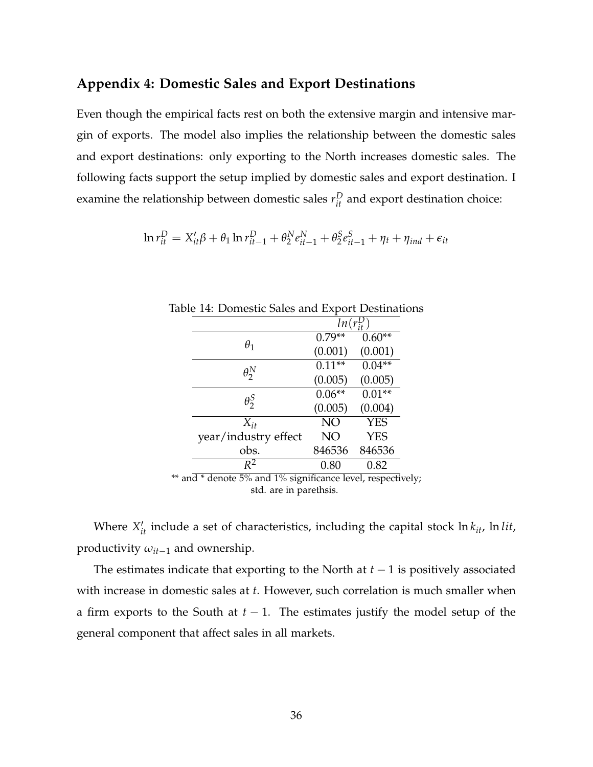## Appendix 4: Domestic Sales and Export Destinations

Even though the empirical facts rest on both the extensive margin and intensive margin of exports. The model also implies the relationship between the domestic sales and export destinations: only exporting to the North increases domestic sales. The following facts support the setup implied by domestic sales and export destination. I examine the relationship between domestic sales $r_{it}^D$ and export destination choice:

$$\ln r_{it}^D = X_{it}'\beta + \theta_1 \ln r_{it-1}^D + \theta_2^N e_{it-1}^N + \theta_2^S e_{it-1}^S + \eta_t + \eta_{ind} + \epsilon_{it}$$

Table 14: Domestic Sales and Export Destinations

| | $ln(r_{it}^D)$ | |
|---|---|---|
| $\theta_1$ | 0.79** | 0.60** |
| | (0.001) | (0.001) |
| $\theta_2^N$ | 0.11** | 0.04** |
| | (0.005) | (0.005) |
| $\theta_2^S$ | 0.06** | 0.01** |
| | (0.005) | (0.004) |
| $X_{it}$ | NO | YES |
| year/industry effect | NO | YES |
| obs. | 846536 | 846536 |
| $R^2$ | 0.80 | 0.82 |

** and * denote 5% and 1% significance level, respectively; std. are in parethsis.

Where $X_{it}'$ include a set of characteristics, including the capital stock $\ln k_{it}$, $\ln lit$, productivity $\omega_{it-1}$ and ownership.

The estimates indicate that exporting to the North at $t-1$ is positively associated with increase in domestic sales at $t$. However, such correlation is much smaller when a firm exports to the South at $t-1$. The estimates justify the model setup of the general component that affect sales in all markets.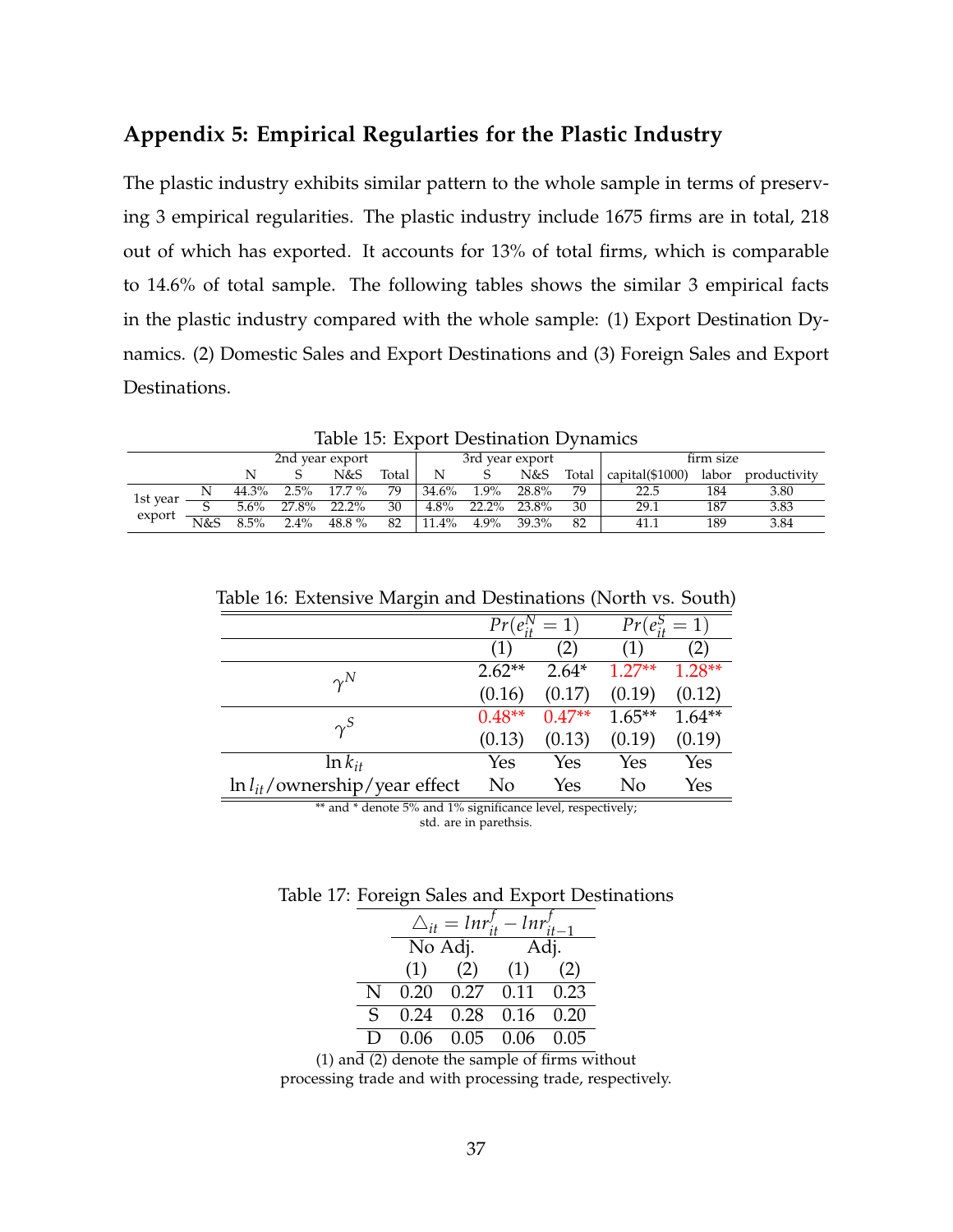## Appendix 5: Empirical Regularties for the Plastic Industry

The plastic industry exhibits similar pattern to the whole sample in terms of preserving 3 empirical regularities. The plastic industry include 1675 firms are in total, 218 out of which has exported. It accounts for 13% of total firms, which is comparable to 14.6% of total sample. The following tables shows the similar 3 empirical facts in the plastic industry compared with the whole sample: (1) Export Destination Dynamics. (2) Domestic Sales and Export Destinations and (3) Foreign Sales and Export Destinations.

Table 15: Export Destination Dynamics

| | | 2nd year export | | | | 3rd year export | | | | firm size | | |
|---|---|---|---|---|---|---|---|---|---|---|---|---|
| | | N | S | N&S | Total | N | S | N&S | Total | capital($1000) | labor | productivity |
| 1st year export | N | 44.3% | 2.5% | 17.7 % | 79 | 34.6% | 1.9% | 28.8% | 79 | 22.5 | 184 | 3.80 |
| | S | 5.6% | 27.8% | 22.2% | 30 | 4.8% | 22.2% | 23.8% | 30 | 29.1 | 187 | 3.83 |
| | N&S | 8.5% | 2.4% | 48.8 % | 82 | 11.4% | 4.9% | 39.3% | 82 | 41.1 | 189 | 3.84 |

Table 16: Extensive Margin and Destinations (North vs. South)

| | $Pr(e_{it}^N = 1)$ | | $Pr(e_{it}^S = 1)$ | |
|---|---|---|---|---|
| | (1) | (2) | (1) | (2) |
| $\gamma^N$ | 2.62** | 2.64* | 1.27** | 1.28** |
| | (0.16) | (0.17) | (0.19) | (0.12) |
| $\gamma^S$ | 0.48** | 0.47** | 1.65** | 1.64** |
| | (0.13) | (0.13) | (0.19) | (0.19) |
| $\ln k_{it}$ | Yes | Yes | Yes | Yes |
| $\ln l_{it}$/ownership/year effect | No | Yes | No | Yes |

** and * denote 5% and 1% significance level, respectively; std. are in parethsis.

Table 17: Foreign Sales and Export Destinations

| | $\triangle_{it} = lnr_{it}^f - lnr_{it-1}^f$ | | | |
|---|---|---|---|---|
| | No Adj. | | Adj. | |
| | (1) | (2) | (1) | (2) |
| N | 0.20 | 0.27 | 0.11 | 0.23 |
| S | 0.24 | 0.28 | 0.16 | 0.20 |
| D | 0.06 | 0.05 | 0.06 | 0.05 |

(1) and (2) denote the sample of firms without processing trade and with processing trade, respectively.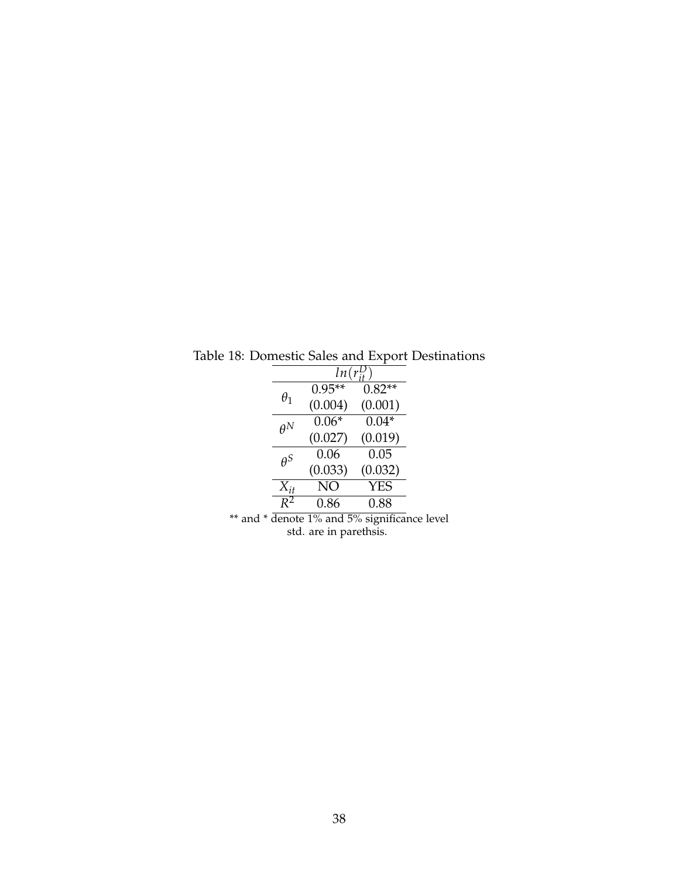Table 18: Domestic Sales and Export Destinations

| | $ln(r_{it}^D)$ | |
|---|---|---|
| $\theta_1$ | 0.95** | 0.82** |
| | (0.004) | (0.001) |
| $\theta^N$ | 0.06* | 0.04* |
| | (0.027) | (0.019) |
| $\theta^S$ | 0.06 | 0.05 |
| | (0.033) | (0.032) |
| $X_{it}$ | NO | YES |
| $R^2$ | 0.86 | 0.88 |

** and * denote 1% and 5% significance level
std. are in parethsis.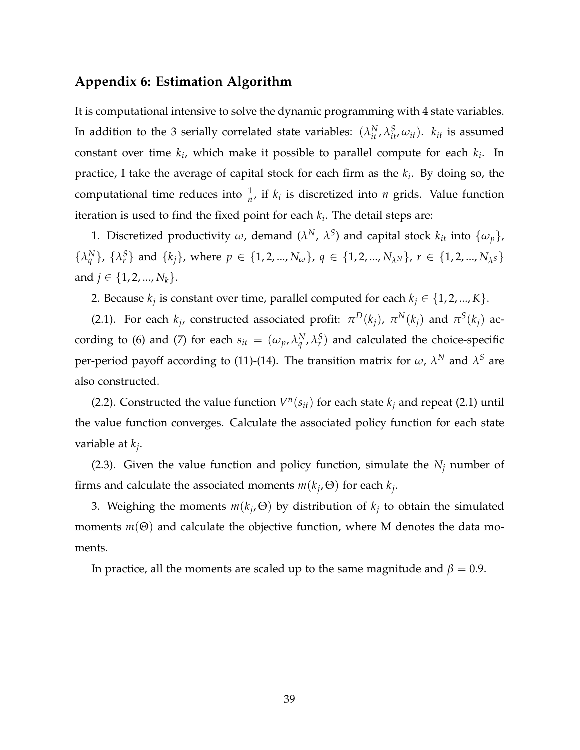## Appendix 6: Estimation Algorithm

It is computational intensive to solve the dynamic programming with 4 state variables. In addition to the 3 serially correlated state variables: $(\lambda_{it}^N, \lambda_{it}^S, \omega_{it})$. $k_{it}$ is assumed constant over time $k_i$, which make it possible to parallel compute for each $k_i$. In practice, I take the average of capital stock for each firm as the $k_i$. By doing so, the computational time reduces into $\frac{1}{n}$, if $k_i$ is discretized into $n$ grids. Value function iteration is used to find the fixed point for each $k_i$. The detail steps are:

1. Discretized productivity $\omega$, demand ($\lambda^N$, $\lambda^S$) and capital stock $k_{it}$ into $\{\omega_p\}$, $\{\lambda_q^N\}$, $\{\lambda_r^S\}$ and $\{k_j\}$, where $p \in \{1, 2, ..., N_\omega\}$, $q \in \{1, 2, ..., N_{\lambda^N}\}$, $r \in \{1, 2, ..., N_{\lambda^S}\}$ and $j \in \{1, 2, ..., N_k\}$.

2. Because $k_j$ is constant over time, parallel computed for each $k_j \in \{1, 2, ..., K\}$.

(2.1). For each $k_j$, constructed associated profit: $\pi^D(k_j)$, $\pi^N(k_j)$ and $\pi^S(k_j)$ according to (6) and (7) for each $s_{it} = (\omega_p, \lambda_q^N, \lambda_r^S)$ and calculated the choice-specific per-period payoff according to (11)-(14). The transition matrix for $\omega$, $\lambda^N$ and $\lambda^S$ are also constructed.

(2.2). Constructed the value function $V^n(s_{it})$ for each state $k_j$ and repeat (2.1) until the value function converges. Calculate the associated policy function for each state variable at $k_j$.

(2.3). Given the value function and policy function, simulate the $N_j$ number of firms and calculate the associated moments $m(k_j, \Theta)$ for each $k_j$.

3. Weighing the moments $m(k_j, \Theta)$ by distribution of $k_j$ to obtain the simulated moments $m(\Theta)$ and calculate the objective function, where M denotes the data moments.

In practice, all the moments are scaled up to the same magnitude and $\beta = 0.9$.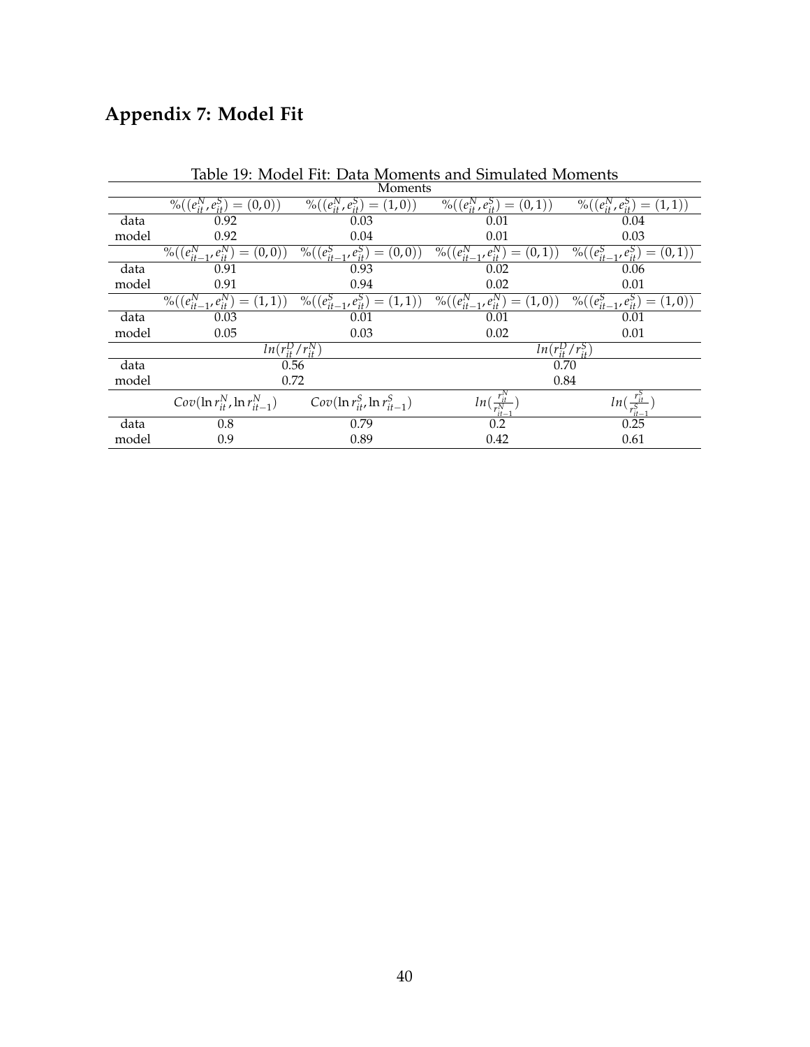# Appendix 7: Model Fit

Table 19: Model Fit: Data Moments and Simulated Moments

| | Moments | | | |
|---|---|---|---|---|
| | $\%((e^N_{it}, e^S_{it}) = (0,0))$ | $\%((e^N_{it}, e^S_{it}) = (1,0))$ | $\%((e^N_{it}, e^S_{it}) = (0,1))$ | $\%((e^N_{it}, e^S_{it}) = (1,1))$ |
| data | 0.92 | 0.03 | 0.01 | 0.04 |
| model | 0.92 | 0.04 | 0.01 | 0.03 |
| | $\%((e^N_{it-1}, e^N_{it}) = (0,0))$ | $\%((e^S_{it-1}, e^S_{it}) = (0,0))$ | $\%((e^N_{it-1}, e^N_{it}) = (0,1))$ | $\%((e^S_{it-1}, e^S_{it}) = (0,1))$ |
| data | 0.91 | 0.93 | 0.02 | 0.06 |
| model | 0.91 | 0.94 | 0.02 | 0.01 |
| | $\%((e^N_{it-1}, e^N_{it}) = (1,1))$ | $\%((e^S_{it-1}, e^S_{it}) = (1,1))$ | $\%((e^N_{it-1}, e^N_{it}) = (1,0))$ | $\%((e^S_{it-1}, e^S_{it}) = (1,0))$ |
| data | 0.03 | 0.01 | 0.01 | 0.01 |
| model | 0.05 | 0.03 | 0.02 | 0.01 |
| | $ln(r^D_{it}/r^N_{it})$ | | $ln(r^D_{it}/r^S_{it})$ | |
| data | 0.56 | | 0.70 | |
| model | 0.72 | | 0.84 | |
| | $Cov(\ln r^N_{it}, \ln r^N_{it-1})$ | $Cov(\ln r^S_{it}, \ln r^S_{it-1})$ | $ln(\frac{r^N_{it}}{r^N_{it-1}})$ | $ln(\frac{r^S_{it}}{r^S_{it-1}})$ |
| data | 0.8 | 0.79 | 0.2 | 0.25 |
| model | 0.9 | 0.89 | 0.42 | 0.61 |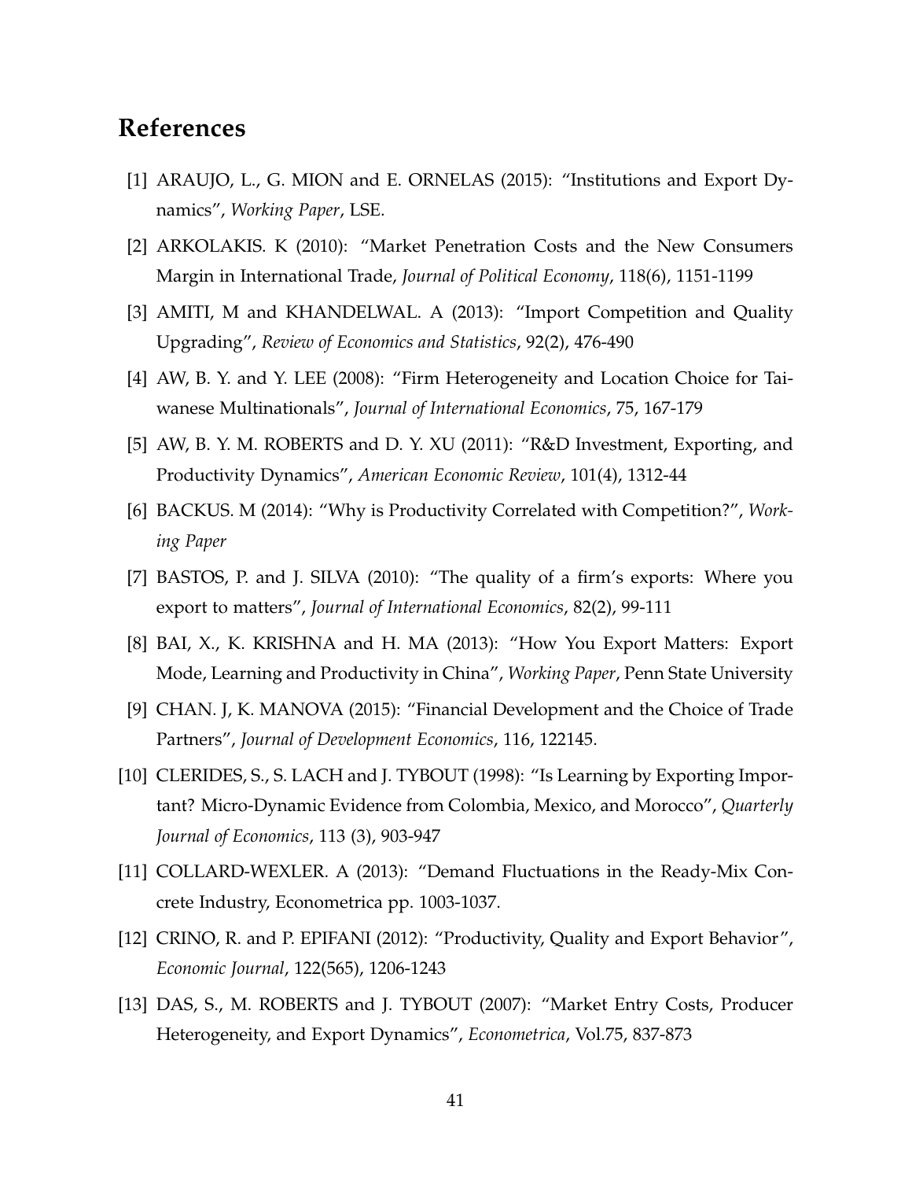## References

[1] ARAUJO, L., G. MION and E. ORNELAS (2015): "Institutions and Export Dynamics", *Working Paper*, LSE.

[2] ARKOLAKIS. K (2010): "Market Penetration Costs and the New Consumers Margin in International Trade, *Journal of Political Economy*, 118(6), 1151-1199

[3] AMITI, M and KHANDELWAL. A (2013): "Import Competition and Quality Upgrading", *Review of Economics and Statistics*, 92(2), 476-490

[4] AW, B. Y. and Y. LEE (2008): "Firm Heterogeneity and Location Choice for Taiwanese Multinationals", *Journal of International Economics*, 75, 167-179

[5] AW, B. Y. M. ROBERTS and D. Y. XU (2011): "R&D Investment, Exporting, and Productivity Dynamics", *American Economic Review*, 101(4), 1312-44

[6] BACKUS. M (2014): "Why is Productivity Correlated with Competition?", *Working Paper*

[7] BASTOS, P. and J. SILVA (2010): "The quality of a firm's exports: Where you export to matters", *Journal of International Economics*, 82(2), 99-111

[8] BAI, X., K. KRISHNA and H. MA (2013): "How You Export Matters: Export Mode, Learning and Productivity in China", *Working Paper*, Penn State University

[9] CHAN. J, K. MANOVA (2015): "Financial Development and the Choice of Trade Partners", *Journal of Development Economics*, 116, 122145.

[10] CLERIDES, S., S. LACH and J. TYBOUT (1998): "Is Learning by Exporting Important? Micro-Dynamic Evidence from Colombia, Mexico, and Morocco", *Quarterly Journal of Economics*, 113 (3), 903-947

[11] COLLARD-WEXLER. A (2013): "Demand Fluctuations in the Ready-Mix Concrete Industry, Econometrica pp. 1003-1037.

[12] CRINO, R. and P. EPIFANI (2012): "Productivity, Quality and Export Behavior", *Economic Journal*, 122(565), 1206-1243

[13] DAS, S., M. ROBERTS and J. TYBOUT (2007): "Market Entry Costs, Producer Heterogeneity, and Export Dynamics", *Econometrica*, Vol.75, 837-873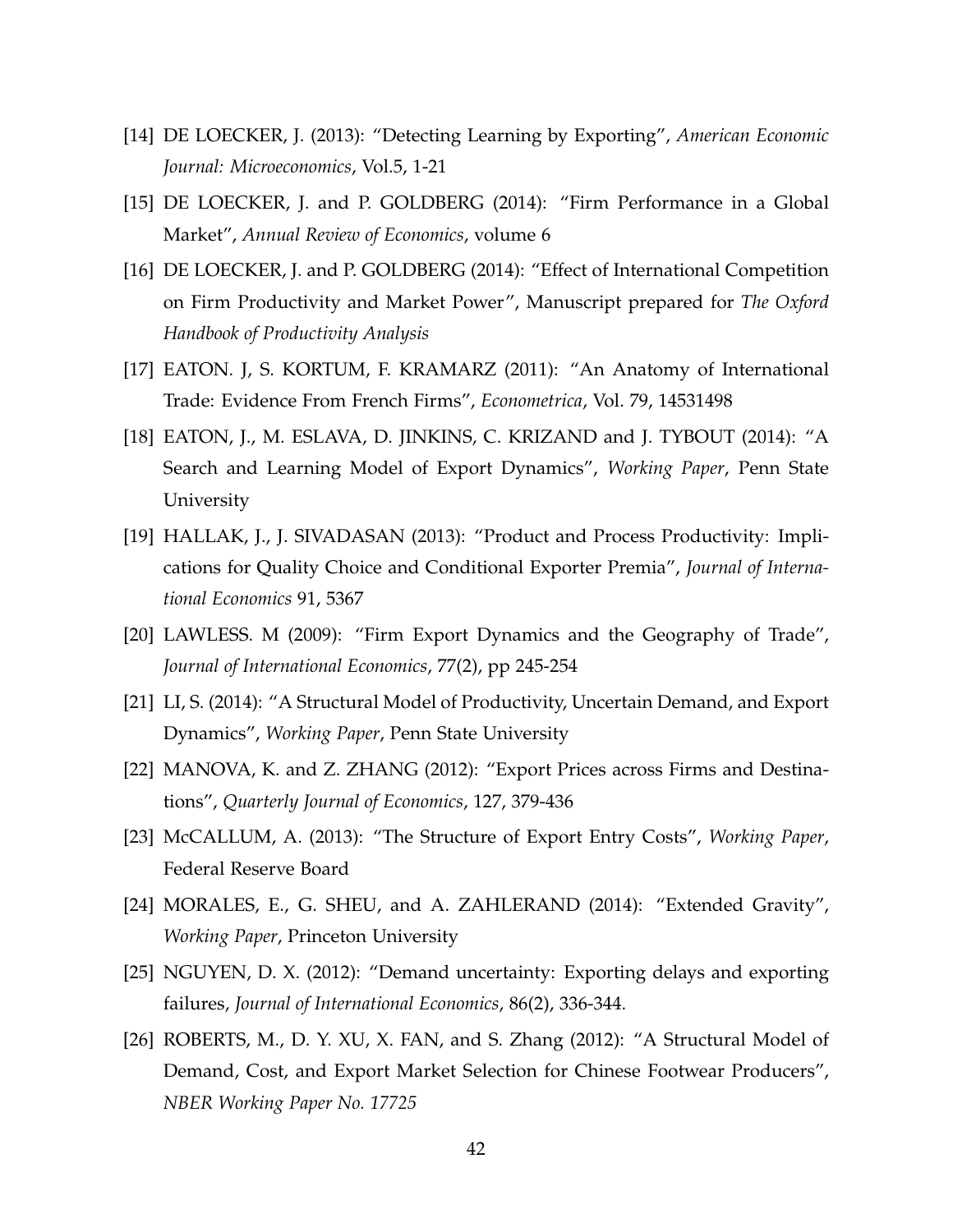[14] DE LOECKER, J. (2013): "Detecting Learning by Exporting", *American Economic Journal: Microeconomics*, Vol.5, 1-21

[15] DE LOECKER, J. and P. GOLDBERG (2014): "Firm Performance in a Global Market", *Annual Review of Economics*, volume 6

[16] DE LOECKER, J. and P. GOLDBERG (2014): "Effect of International Competition on Firm Productivity and Market Power", Manuscript prepared for *The Oxford Handbook of Productivity Analysis*

[17] EATON. J, S. KORTUM, F. KRAMARZ (2011): "An Anatomy of International Trade: Evidence From French Firms", *Econometrica*, Vol. 79, 14531498

[18] EATON, J., M. ESLAVA, D. JINKINS, C. KRIZAND and J. TYBOUT (2014): "A Search and Learning Model of Export Dynamics", *Working Paper*, Penn State University

[19] HALLAK, J., J. SIVADASAN (2013): "Product and Process Productivity: Implications for Quality Choice and Conditional Exporter Premia", *Journal of International Economics* 91, 5367

[20] LAWLESS. M (2009): "Firm Export Dynamics and the Geography of Trade", *Journal of International Economics*, 77(2), pp 245-254

[21] LI, S. (2014): "A Structural Model of Productivity, Uncertain Demand, and Export Dynamics", *Working Paper*, Penn State University

[22] MANOVA, K. and Z. ZHANG (2012): "Export Prices across Firms and Destinations", *Quarterly Journal of Economics*, 127, 379-436

[23] McCALLUM, A. (2013): "The Structure of Export Entry Costs", *Working Paper*, Federal Reserve Board

[24] MORALES, E., G. SHEU, and A. ZAHLERAND (2014): "Extended Gravity", *Working Paper*, Princeton University

[25] NGUYEN, D. X. (2012): "Demand uncertainty: Exporting delays and exporting failures, *Journal of International Economics*, 86(2), 336-344.

[26] ROBERTS, M., D. Y. XU, X. FAN, and S. Zhang (2012): "A Structural Model of Demand, Cost, and Export Market Selection for Chinese Footwear Producers", *NBER Working Paper No. 17725*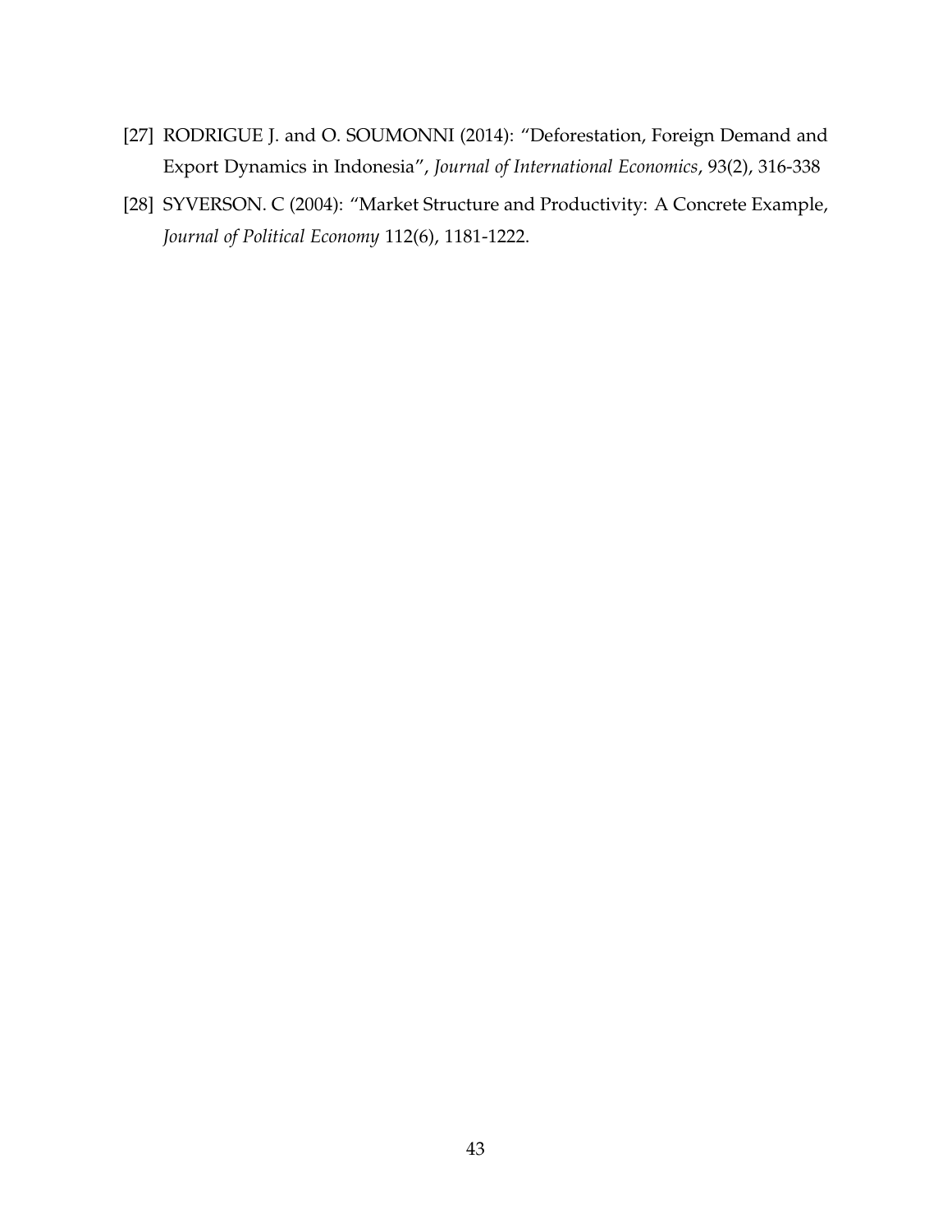[27] RODRIGUE J. and O. SOUMONNI (2014): "Deforestation, Foreign Demand and Export Dynamics in Indonesia", *Journal of International Economics*, 93(2), 316-338

[28] SYVERSON. C (2004): "Market Structure and Productivity: A Concrete Example, *Journal of Political Economy* 112(6), 1181-1222.